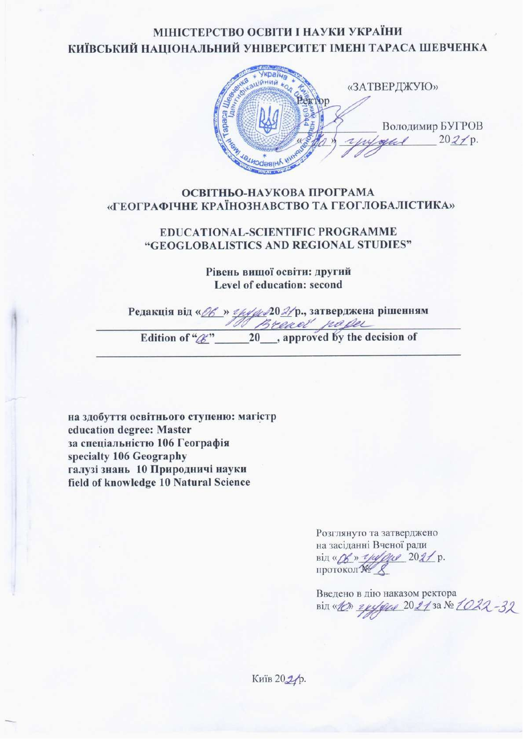**МІНІСТЕРСТВО ОСВІТИ І НАУКИ УКРАЇНИ**
**КИЇВСЬКИЙ НАЦІОНАЛЬНИЙ УНІВЕРСИТЕТ ІМЕНІ ТАРАСА ШЕВЧЕНКА**

«ЗАТВЕРДЖУЮ»
Ректор
_____________ Володимир БУГРОВ
«10» грудня 2021 р.

# ОСВІТНЬО-НАУКОВА ПРОГРАМА «ГЕОГРАФІЧНЕ КРАЇНОЗНАВСТВО ТА ГЕОГЛОБАЛІСТИКА»

# EDUCATIONAL-SCIENTIFIC PROGRAMME "GEOGLOBALISTICS AND REGIONAL STUDIES"

**Рівень вищої освіти: другий**
**Level of education: second**

**Редакція від «06» грудня 2021 р., затверджена рішенням** Вченої ради
**Edition of "06" ______20___, approved by the decision of**
_______________________________________________

**на здобуття освітнього ступеню: магістр**
**education degree: Master**
**за спеціальністю 106 Географія**
**specialty 106 Geography**
**галузі знань 10 Природничі науки**
**field of knowledge 10 Natural Science**

Розглянуто та затверджено
на засіданні Вченої ради
від «06» грудня 2021 р.
протокол № 8

Введено в дію наказом ректора
від «10» грудня 2021 за № 1022-32

Київ 2021р.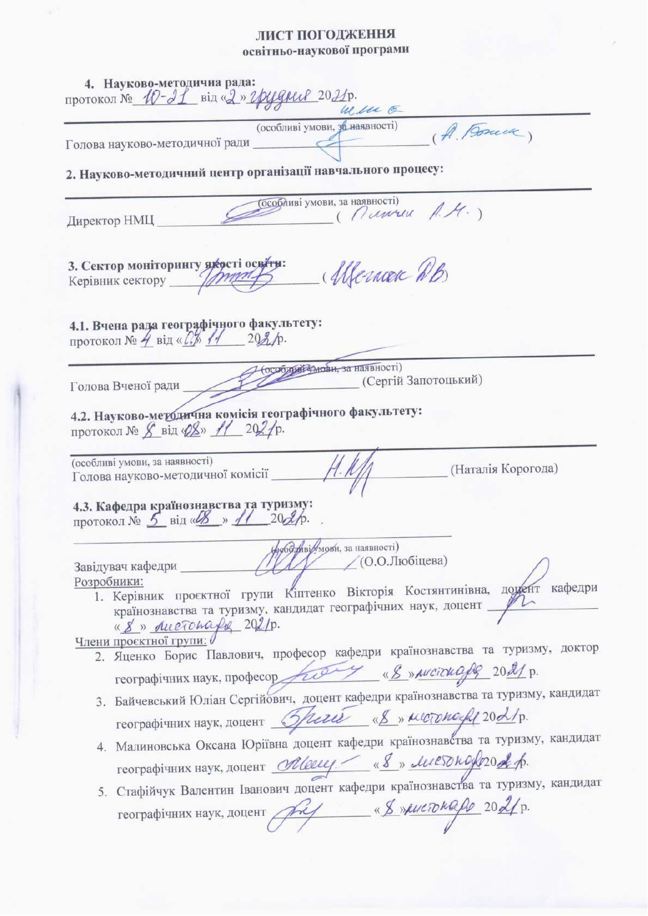# ЛИСТ ПОГОДЖЕННЯ
**освітньо-наукової програми**

**4. Науково-методична рада:**
протокол № 10-21 від «2» грудня 2021р.

(особливі умови, за наявності)
Голова науково-методичної ради ______________ (А. Бойко)

**2. Науково-методичний центр організації навчального процесу:**

(особливі умови, за наявності)
Директор НМЦ ______________ ( Плющ А.М. )

**3. Сектор моніторингу якості освіти:**
Керівник сектору ______________ (Шевчук Р.В)

**4.1. Вчена рада географічного факультету:**
протокол № 4 від «09» 11 2021р.

(особливі умови, за наявності)
Голова Вченої ради ______________ (Сергій Запотоцький)

**4.2. Науково-методична комісія географічного факультету:**
протокол № 8 від «08» 11 2021р.

(особливі умови, за наявності)
Голова науково-методичної комісії ______________ (Наталія Корогода)

**4.3. Кафедра країнознавства та туризму:**
протокол № 5 від «08» 11 2021р.

(особливі умови, за наявності)
Завідувач кафедри ______________ (О.О.Любіцева)

Розробники:

1. Керівник проєктної групи Кіптенко Вікторія Костянтинівна, доцент кафедри країнознавства та туризму, кандидат географічних наук, доцент ______________ «8» листопада 2021р.

Члени проєктної групи:

2. Яценко Борис Павлович, професор кафедри країнознавства та туризму, доктор географічних наук, професор ______________ «8» листопада 2021 р.
3. Байчевський Юліан Сергійович, доцент кафедри країнознавства та туризму, кандидат географічних наук, доцент ______________ «8» листопада 2021р.
4. Малиновська Оксана Юріївна доцент кафедри країнознавства та туризму, кандидат географічних наук, доцент ______________ «8» листопада 2021р.
5. Стафійчук Валентин Іванович доцент кафедри країнознавства та туризму, кандидат географічних наук, доцент ______________ «8» листопада 2021 р.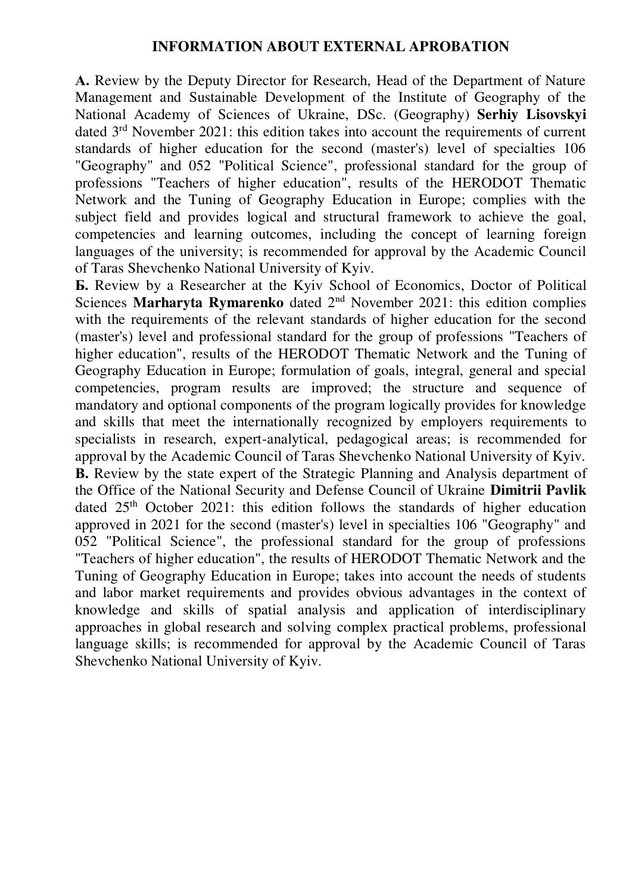# INFORMATION ABOUT EXTERNAL APROBATION

**A.** Review by the Deputy Director for Research, Head of the Department of Nature Management and Sustainable Development of the Institute of Geography of the National Academy of Sciences of Ukraine, DSc. (Geography) **Serhiy Lisovskyi** dated 3rd November 2021: this edition takes into account the requirements of current standards of higher education for the second (master's) level of specialties 106 "Geography" and 052 "Political Science", professional standard for the group of professions "Teachers of higher education", results of the HERODOT Thematic Network and the Tuning of Geography Education in Europe; complies with the subject field and provides logical and structural framework to achieve the goal, competencies and learning outcomes, including the concept of learning foreign languages of the university; is recommended for approval by the Academic Council of Taras Shevchenko National University of Kyiv.

**Б.** Review by a Researcher at the Kyiv School of Economics, Doctor of Political Sciences **Marharyta Rymarenko** dated 2nd November 2021: this edition complies with the requirements of the relevant standards of higher education for the second (master's) level and professional standard for the group of professions "Teachers of higher education", results of the HERODOT Thematic Network and the Tuning of Geography Education in Europe; formulation of goals, integral, general and special competencies, program results are improved; the structure and sequence of mandatory and optional components of the program logically provides for knowledge and skills that meet the internationally recognized by employers requirements to specialists in research, expert-analytical, pedagogical areas; is recommended for approval by the Academic Council of Taras Shevchenko National University of Kyiv.

**B.** Review by the state expert of the Strategic Planning and Analysis department of the Office of the National Security and Defense Council of Ukraine **Dimitrii Pavlik** dated 25th October 2021: this edition follows the standards of higher education approved in 2021 for the second (master's) level in specialties 106 "Geography" and 052 "Political Science", the professional standard for the group of professions "Teachers of higher education", the results of HERODOT Thematic Network and the Tuning of Geography Education in Europe; takes into account the needs of students and labor market requirements and provides obvious advantages in the context of knowledge and skills of spatial analysis and application of interdisciplinary approaches in global research and solving complex practical problems, professional language skills; is recommended for approval by the Academic Council of Taras Shevchenko National University of Kyiv.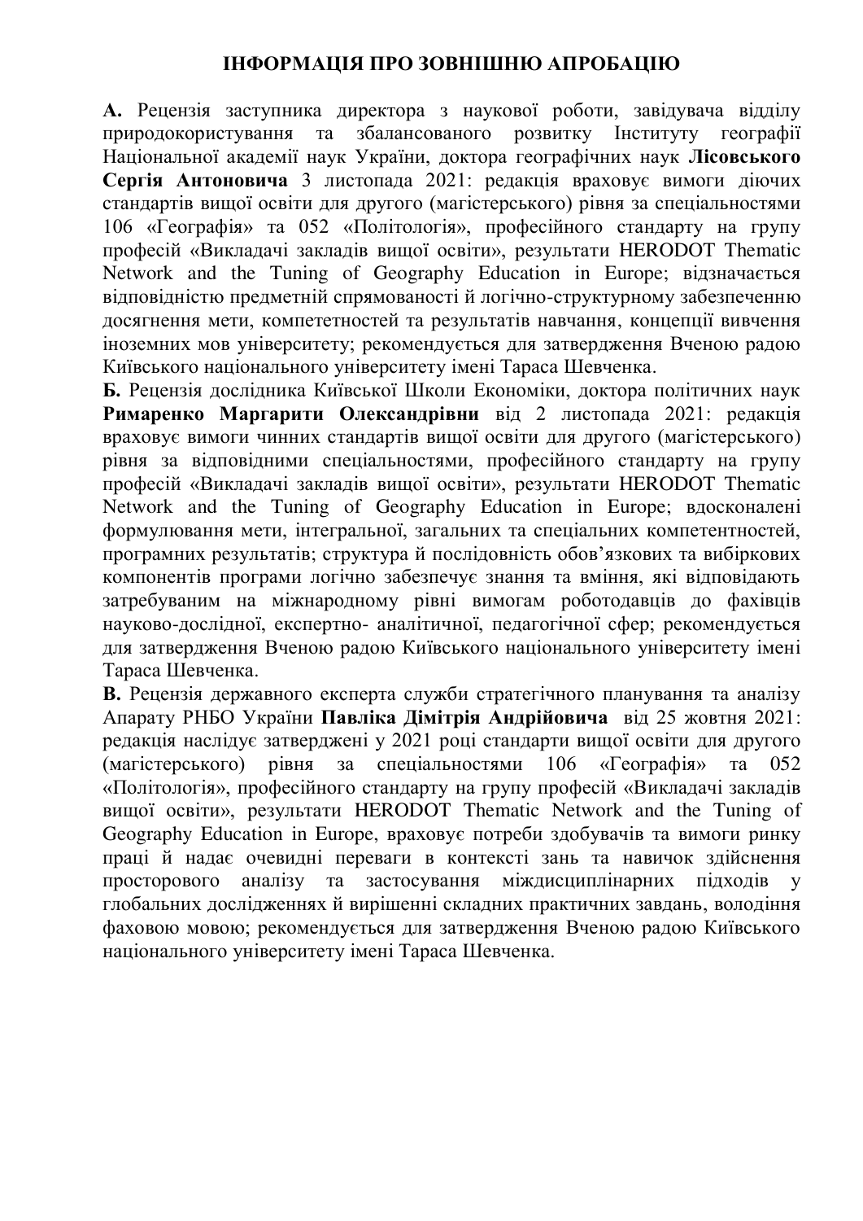# ІНФОРМАЦІЯ ПРО ЗОВНІШНЮ АПРОБАЦІЮ

**А.** Рецензія заступника директора з наукової роботи, завідувача відділу природокористування та збалансованого розвитку Інституту географії Національної академії наук України, доктора географічних наук **Лісовського Сергія Антоновича** 3 листопада 2021: редакція враховує вимоги діючих стандартів вищої освіти для другого (магістерського) рівня за спеціальностями 106 «Географія» та 052 «Політологія», професійного стандарту на групу професій «Викладачі закладів вищої освіти», результати HERODOT Thematic Network and the Tuning of Geography Education in Europe; відзначається відповідністю предметній спрямованості й логічно-структурному забезпеченню досягнення мети, компететностей та результатів навчання, концепції вивчення іноземних мов університету; рекомендується для затвердження Вченою радою Київського національного університету імені Тараса Шевченка.

**Б.** Рецензія дослідника Київської Школи Економіки, доктора політичних наук **Римаренко Маргарити Олександрівни** від 2 листопада 2021: редакція враховує вимоги чинних стандартів вищої освіти для другого (магістерського) рівня за відповідними спеціальностями, професійного стандарту на групу професій «Викладачі закладів вищої освіти», результати HERODOT Thematic Network and the Tuning of Geography Education in Europe; вдосконалені формулювання мети, інтегральної, загальних та спеціальних компетентностей, програмних результатів; структура й послідовність обов'язкових та вибіркових компонентів програми логічно забезпечує знання та вміння, які відповідають затребуваним на міжнародному рівні вимогам роботодавців до фахівців науково-дослідної, експертно- аналітичної, педагогічної сфер; рекомендується для затвердження Вченою радою Київського національного університету імені Тараса Шевченка.

**В.** Рецензія державного експерта служби стратегічного планування та аналізу Апарату РНБО України **Павліка Дімітрія Андрійовича** від 25 жовтня 2021: редакція наслідує затверджені у 2021 році стандарти вищої освіти для другого (магістерського) рівня за спеціальностями 106 «Географія» та 052 «Політологія», професійного стандарту на групу професій «Викладачі закладів вищої освіти», результати HERODOT Thematic Network and the Tuning of Geography Education in Europe, враховує потреби здобувачів та вимоги ринку праці й надає очевидні переваги в контексті знань та навичок здійснення просторового аналізу та застосування міждисциплінарних підходів у глобальних дослідженнях й вирішенні складних практичних завдань, володіння фаховою мовою; рекомендується для затвердження Вченою радою Київського національного університету імені Тараса Шевченка.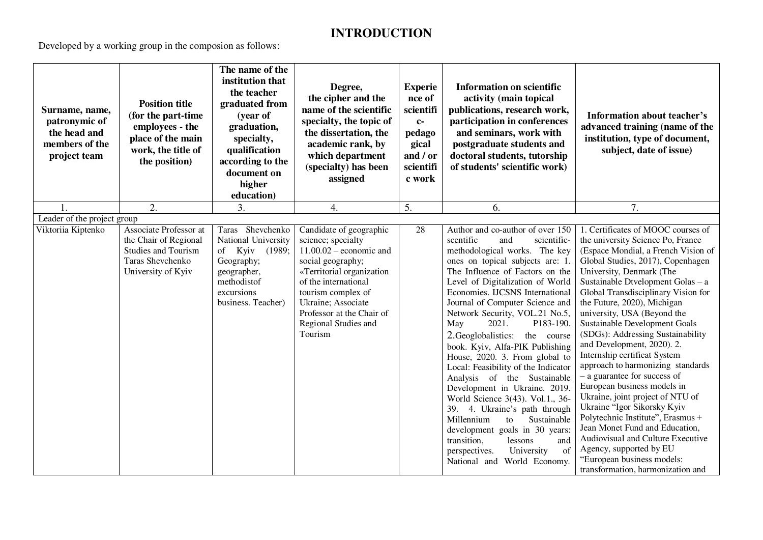# INTRODUCTION

Developed by a working group in the composion as follows:

| Surname, name, patronymic of the head and members of the project team | Position title (for the part-time employees - the place of the main work, the title of the position) | The name of the institution that the teacher graduated from (year of graduation, specialty, qualification according to the document on higher education) | Degree, the cipher and the name of the scientific specialty, the topic of the dissertation, the academic rank, by which department (specialty) has been assigned | Experience of scientific-pedagogical and / or scientific work | Information on scientific activity (main topical publications, research work, participation in conferences and seminars, work with postgraduate students and doctoral students, tutorship of students' scientific work) | Information about teacher's advanced training (name of the institution, type of document, subject, date of issue) |
|---|---|---|---|---|---|---|
| 1. | 2. | 3. | 4. | 5. | 6. | 7. |
| Leader of the project group | | | | | | |
| Viktoriia Kiptenko | Associate Professor at the Chair of Regional Studies and Tourism Taras Shevchenko University of Kyiv | Taras Shevchenko National University of Kyiv (1989; Geography; geographer, methodistof excursions business. Teacher) | Candidate of geographic science; specialty 11.00.02 – economic and social geography; «Territorial organization of the international tourism complex of Ukraine; Associate Professor at the Chair of Regional Studies and Tourism | 28 | Author and co-author of over 150 scientific and scientific-methodological works. The key ones on topical subjects are: 1. The Influence of Factors on the Level of Digitalization of World Economies. IJCSNS International Journal of Computer Science and Network Security, VOL.21 No.5, May 2021. P183-190. 2.Geoglobalistics: the course book. Kyiv, Alfa-PIK Publishing House, 2020. 3. From global to Local: Feasibility of the Indicator Analysis of the Sustainable Development in Ukraine. 2019. World Science 3(43). Vol.1., 36-39. 4. Ukraine's path through Millennium to Sustainable development goals in 30 years: transition, lessons and perspectives. University of National and World Economy. | 1. Certificates of MOOC courses of the university Science Po, France (Espace Mondial, a French Vision of Global Studies, 2017), Copenhagen University, Denmark (The Sustainable Dtvelopment Golas – a Global Transdisciplinary Vision for the Future, 2020), Michigan university, USA (Beyond the Sustainable Development Goals (SDGs): Addressing Sustainability and Development, 2020). 2. Internship certificat System approach to harmonizing standards – a guarantee for success of European business models in Ukraine, joint project of NTU of Ukraine "Igor Sikorsky Kyiv Polytechnic Institute", Erasmus + Jean Monet Fund and Education, Audiovisual and Culture Executive Agency, supported by EU "European business models: transformation, harmonization and |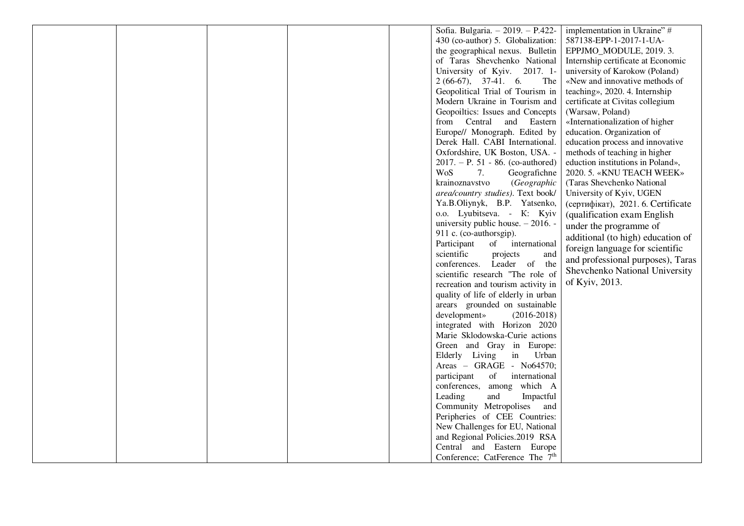|  |  |  |  |  | Sofia. Bulgaria. – 2019. – P.422-430 (co-author) 5. Globalization: the geographical nexus. Bulletin of Taras Shevchenko National University of Kyiv. 2017. 1-2 (66-67), 37-41. 6. The Geopolitical Trial of Tourism in Modern Ukraine in Tourism and Geopoiltics: Issues and Concepts from Central and Eastern Europe// Monograph. Edited by Derek Hall. CABI International. Oxfordshire, UK Boston, USA. - 2017. – P. 51 - 86. (co-authored) WoS 7. Geografichne krainoznavstvo (*Geographic area/country studies)*. Text book/ Ya.B.Oliynyk, B.P. Yatsenko, o.o. Lyubitseva. - К: Kyiv university public house. – 2016. - 911 c. (co-authorsgip). Participant of international scientific projects and conferences. Leader of the scientific research "The role of recreation and tourism activity in quality of life of elderly in urban arears grounded on sustainable development» (2016-2018) integrated with Horizon 2020 Marie Sklodowska-Curie actions Green and Gray in Europe: Elderly Living in Urban Areas – GRAGE - No64570; participant of international conferences, among which A Leading and Impactful Community Metropolises and Peripheries of CEE Countries: New Challenges for EU, National and Regional Policies.2019 RSA Central and Eastern Europe Conference; CatFerence The 7th | implementation in Ukraine" # 587138-EPP-1-2017-1-UA-EPPJMO_MODULE, 2019. 3. Internship certificate at Economic university of Karokow (Poland) «New and innovative methods of teaching», 2020. 4. Internship certificate at Civitas collegium (Warsaw, Poland) «Internationalization of higher education. Organization of education process and innovative methods of teaching in higher eduction institutions in Poland», 2020. 5. «KNU TEACH WEEK» (Taras Shevchenko National University of Kyiv, UGEN (сертифікат), 2021. 6. Certificate (qualification exam English under the programme of additional (to high) education of foreign language for scientific and professional purposes), Taras Shevchenko National University of Kyiv, 2013. |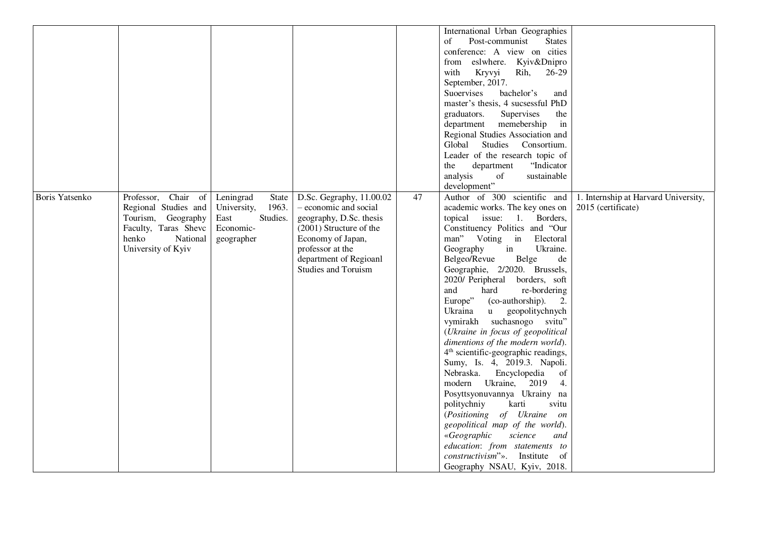| | | | | | | |
|---|---|---|---|---|---|---|
| | | | | | International Urban Geographies of Post-communist States conference: A view on cities from eslwhere. Kyiv&Dnipro with Kryvyi Rih, 26-29 September, 2017. Suoervises bachelor's and master's thesis, 4 sucsessful PhD graduators. Supervises the department memebership in Regional Studies Association and Global Studies Consortium. Leader of the research topic of the department "Indicator analysis of sustainable development" | |
| Boris Yatsenko | Professor, Chair of Regional Studies and Tourism, Geography Faculty, Taras Shevchenko National University of Kyiv | Leningrad State University, 1963. East Studies. Economic-geographer | D.Sc. Gegraphy, 11.00.02 – economic and social geography, D.Sc. thesis (2001) Structure of the Economy of Japan, professor at the department of Regioanl Studies and Toruism | 47 | Author of 300 scientific and academic works. The key ones on topical issue: 1. Borders, Constituency Politics and "Our man" Voting in Electoral Geography in Ukraine. Belgeo/Revue Belge de Geographie, 2/2020. Brussels, 2020/ Peripheral borders, soft and hard re-bordering Europe" (co-authorship). 2. Ukraina u geopolitychnych vymirakh suchasnogo svitu" (*Ukraine in focus of geopolitical dimentions of the modern world*). 4[th] scientific-geographic readings, Sumy, Is. 4, 2019.3. Napoli. Nebraska. Encyclopedia of modern Ukraine, 2019 4. Posyttsyonuvannya Ukrainy na politychniy karti svitu (*Positioning of Ukraine on geopolitical map of the world*). «*Geographic science and education*: *from statements to constructivism*"». Institute of Geography NSAU, Kyiv, 2018. | 1. Internship at Harvard University, 2015 (certificate) |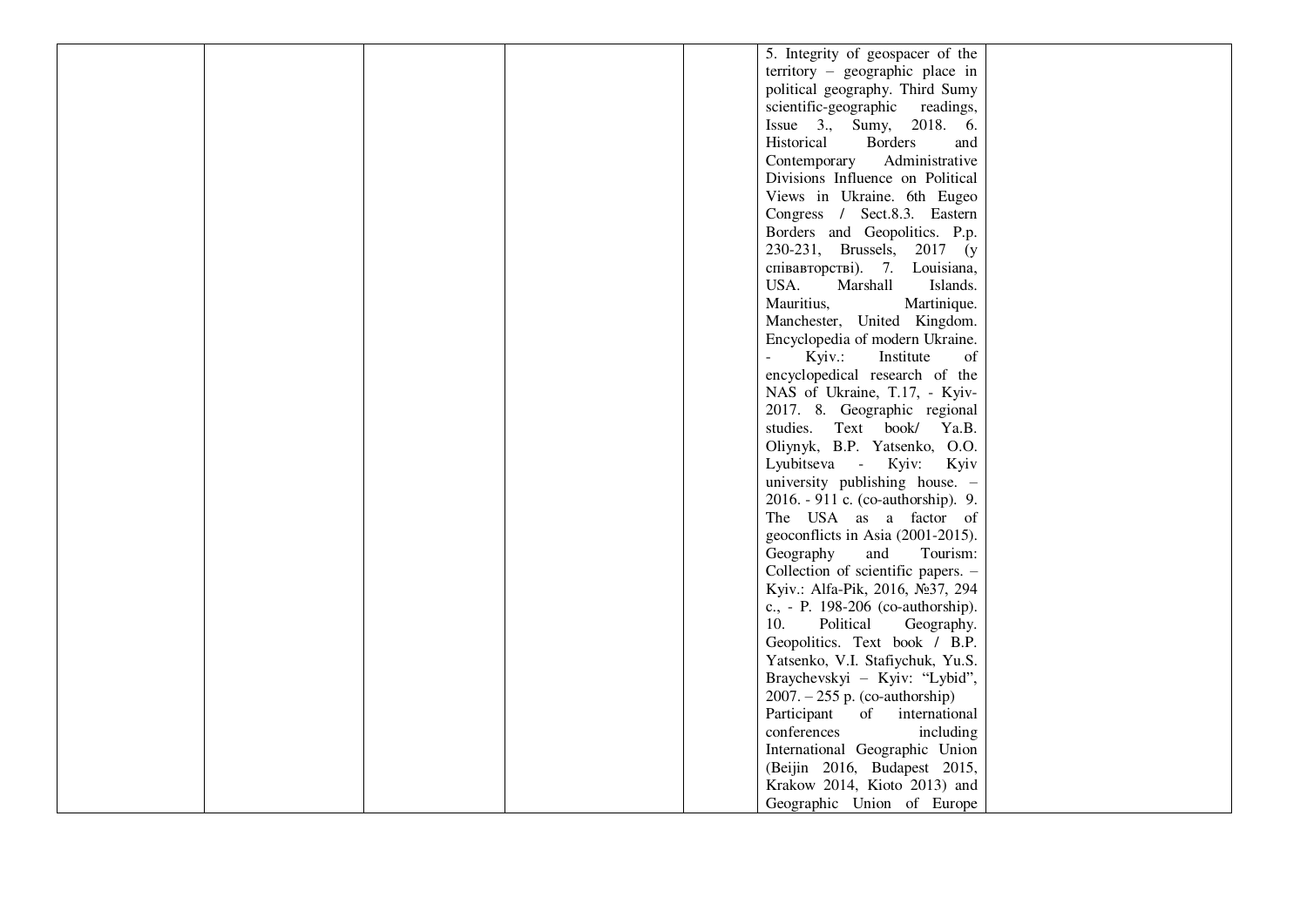|  |  |  |  |  | 5. Integrity of geospacer of the territory – geographic place in political geography. Third Sumy scientific-geographic readings, Issue 3., Sumy, 2018. 6. Historical Borders and Contemporary Administrative Divisions Influence on Political Views in Ukraine. 6th Eugeo Congress / Sect.8.3. Eastern Borders and Geopolitics. P.p. 230-231, Brussels, 2017 (у співавторстві). 7. Louisiana, USA. Marshall Islands. Mauritius, Martinique. Manchester, United Kingdom. Encyclopedia of modern Ukraine. - Kyiv.: Institute of encyclopedical research of the NAS of Ukraine, T.17, - Kyiv-2017. 8. Geographic regional studies. Text book/ Ya.B. Oliynyk, B.P. Yatsenko, O.O. Lyubitseva - Kyiv: Kyiv university publishing house. – 2016. - 911 c. (co-authorship). 9. The USA as a factor of geoconflicts in Asia (2001-2015). Geography and Tourism: Collection of scientific papers. – Kyiv.: Alfa-Pik, 2016, №37, 294 c., - P. 198-206 (co-authorship). 10. Political Geography. Geopolitics. Text book / B.P. Yatsenko, V.I. Stafiychuk, Yu.S. Braychevskyi – Kyiv: "Lybid", 2007. – 255 p. (co-authorship) Participant of international conferences including International Geographic Union (Beijin 2016, Budapest 2015, Krakow 2014, Kioto 2013) and Geographic Union of Europe |  |
|---|---|---|---|---|---|---|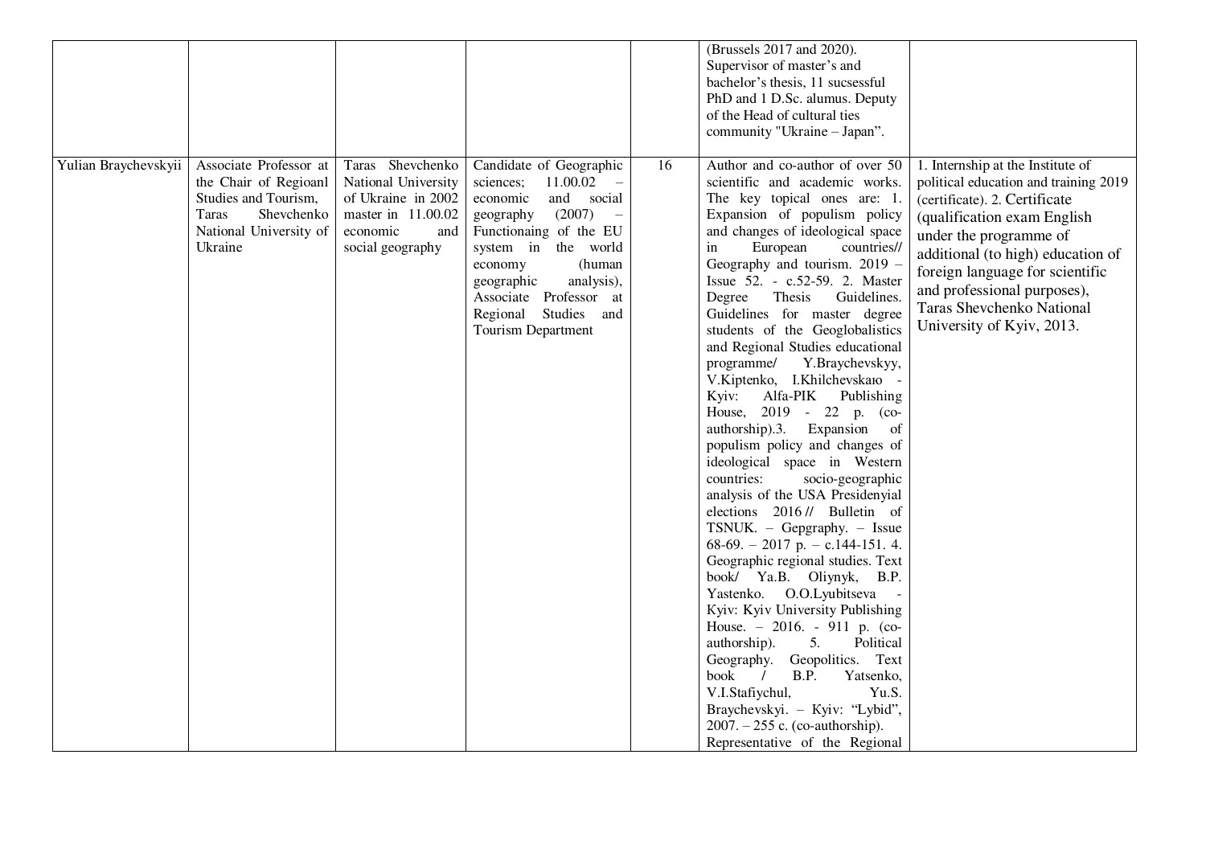| | | | | | | |
|---|---|---|---|---|---|---|
| | | | | | (Brussels 2017 and 2020). Supervisor of master's and bachelor's thesis, 11 sucsessful PhD and 1 D.Sc. alumus. Deputy of the Head of cultural ties community "Ukraine – Japan". | |
| Yulian Braychevskyii | Associate Professor at the Chair of Regioanl Studies and Tourism, Taras Shevchenko National University of Ukraine | Taras Shevchenko National University of Ukraine in 2002 master in 11.00.02 economic and social geography | Candidate of Geographic sciences; 11.00.02 – economic and social geography (2007) – Functionaing of the EU system in the world economy (human geographic analysis), Associate Professor at Regional Studies and Tourism Department | 16 | Author and co-author of over 50 scientific and academic works. The key topical ones are: 1. Expansion of populism policy and changes of ideological space in European countries// Geography and tourism. 2019 – Issue 52. - c.52-59. 2. Master Degree Thesis Guidelines. Guidelines for master degree students of the Geoglobalistics and Regional Studies educational programme/ Y.Braychevskyy, V.Kiptenko, I.Khilchevskaю - Kyiv: Alfa-PIK Publishing House, 2019 - 22 p. (co-authorship).3. Expansion of populism policy and changes of ideological space in Western countries: socio-geographic analysis of the USA Presidenyial elections 2016 // Bulletin of TSNUK. – Gepgraphy. – Issue 68-69. – 2017 p. – c.144-151. 4. Geographic regional studies. Text book/ Ya.B. Oliynyk, B.P. Yastenko. O.O.Lyubitseva - Kyiv: Kyiv University Publishing House. – 2016. - 911 p. (co-authorship). 5. Political Geography. Geopolitics. Text book / B.P. Yatsenko, V.I.Stafiychul, Yu.S. Braychevskyi. – Kyiv: "Lybid", 2007. – 255 c. (co-authorship). Representative of the Regional | 1. Internship at the Institute of political education and training 2019 (certificate). 2. Certificate (qualification exam English under the programme of additional (to high) education of foreign language for scientific and professional purposes), Taras Shevchenko National University of Kyiv, 2013. |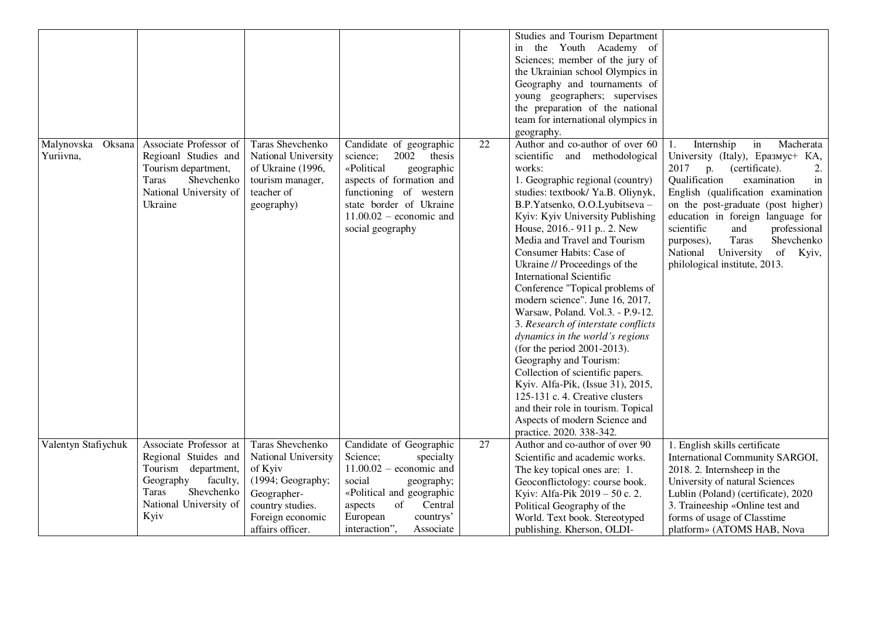| | | | | | | |
|---|---|---|---|---|---|---|
| | | | | | Studies and Tourism Department in the Youth Academy of Sciences; member of the jury of the Ukrainian school Olympics in Geography and tournaments of young geographers; supervises the preparation of the national team for international olympics in geography. | |
| Malynovska Oksana Yuriivna, | Associate Professor of Regioanl Studies and Tourism department, Taras Shevchenko National University of Ukraine | Taras Shevchenko National University of Ukraine (1996, tourism manager, teacher of geography) | Candidate of geographic science; 2002 thesis «Political geographic aspects of formation and functioning of western state border of Ukraine 11.00.02 – economic and social geography | 22 | Author and co-author of over 60 scientific and methodological works: 1. Geographic regional (country) studies: textbook/ Ya.B. Oliynyk, B.P.Yatsenko, O.O.Lyubitseva – Kyiv: Kyiv University Publishing House, 2016.- 911 p.. 2. New Media and Travel and Tourism Consumer Habits: Case of Ukraine // Proceedings of the International Scientific Conference "Topical problems of modern science". June 16, 2017, Warsaw, Poland. Vol.3. - P.9-12. 3. *Research of interstate conflicts dynamics in the world's regions* (for the period 2001-2013). Geography and Tourism: Collection of scientific papers. Kyiv. Alfa-Pik, (Issue 31), 2015, 125-131 c. 4. Creative clusters and their role in tourism. Topical Aspects of modern Science and practice. 2020. 338-342. | 1. Internship in Macherata University (Italy), Еразмус+ КА, 2017 р. (certificate). 2. Qualification examination in English (qualification examination on the post-graduate (post higher) education in foreign language for scientific and professional purposes), Taras Shevchenko National University of Kyiv, philological institute, 2013. |
| Valentyn Stafiychuk | Associate Professor at Regional Stuides and Tourism department, Geography faculty, Taras Shevchenko National University of Kyiv | Taras Shevchenko National University of Kyiv (1994; Geography; Geographer-country studies. Foreign economic affairs officer. | Candidate of Geographic Science; specialty 11.00.02 – economic and social geography; «Political and geographic aspects of Central European countrys' interaction", Associate | 27 | Author and co-author of over 90 Scientific and academic works. The key topical ones are: 1. Geoconflictology: course book. Kyiv: Alfa-Pik 2019 – 50 c. 2. Political Geography of the World. Text book. Stereotyped publishing. Kherson, OLDI- | 1. English skills certificate International Community SARGOI, 2018. 2. Internsheep in the University of natural Sciences Lublin (Poland) (certificate), 2020 3. Traineeship «Online test and forms of usage of Classtime platform» (ATOMS HAB, Nova |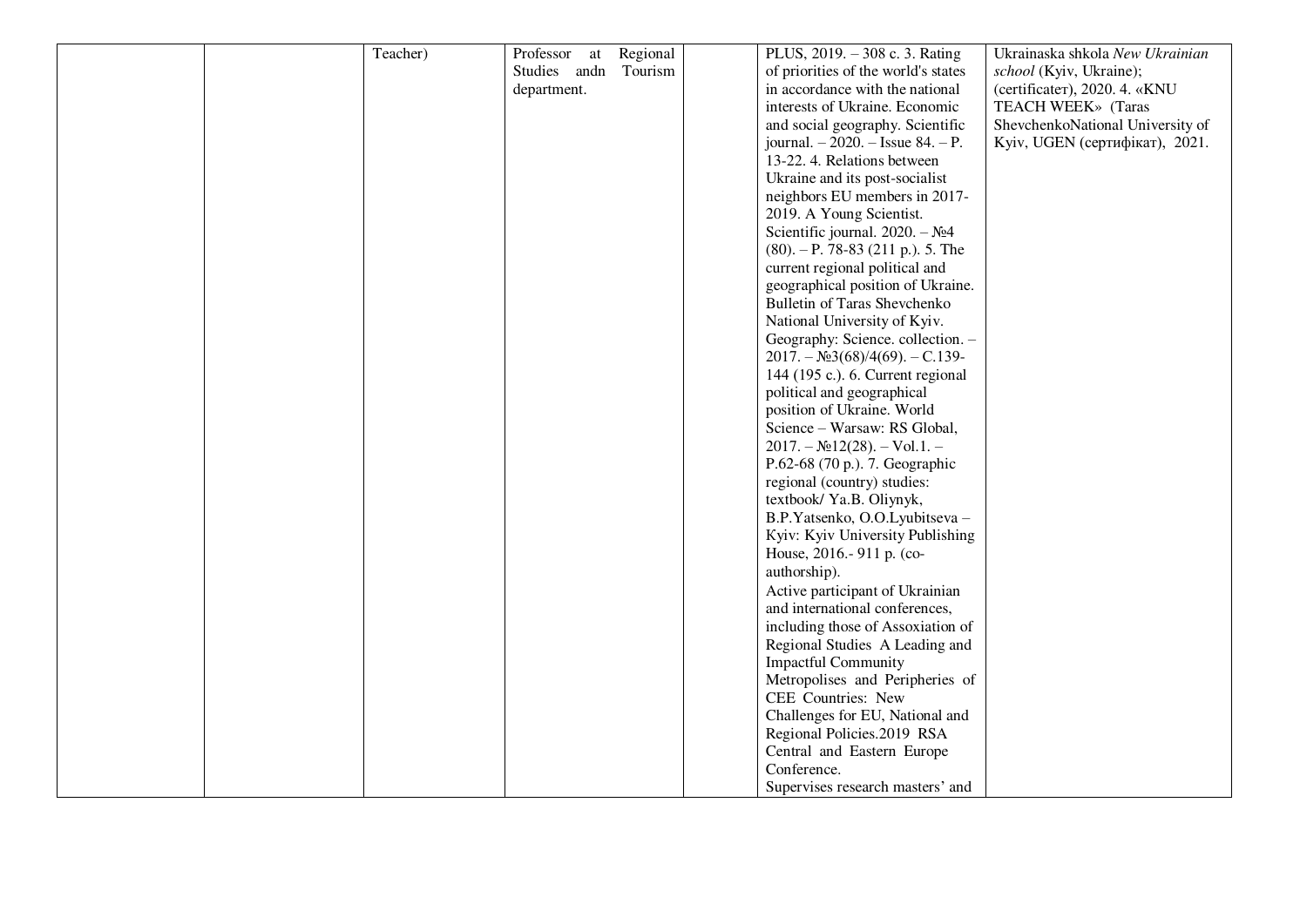|  |  | Teacher) | Professor at Regional Studies andn Tourism department. |  | PLUS, 2019. – 308 c. 3. Rating of priorities of the world's states in accordance with the national interests of Ukraine. Economic and social geography. Scientific journal. – 2020. – Issue 84. – P. 13-22. 4. Relations between Ukraine and its post-socialist neighbors EU members in 2017-2019. A Young Scientist. Scientific journal. 2020. – №4 (80). – P. 78-83 (211 p.). 5. The current regional political and geographical position of Ukraine. Bulletin of Taras Shevchenko National University of Kyiv. Geography: Science. collection. – 2017. – №3(68)/4(69). – C.139-144 (195 c.). 6. Current regional political and geographical position of Ukraine. World Science – Warsaw: RS Global, 2017. – №12(28). – Vol.1. – P.62-68 (70 p.). 7. Geographic regional (country) studies: textbook/ Ya.B. Oliynyk, B.P.Yatsenko, O.O.Lyubitseva – Kyiv: Kyiv University Publishing House, 2016.- 911 p. (co-authorship).<br>Active participant of Ukrainian and international conferences, including those of Assoxiation of Regional Studies A Leading and Impactful Community Metropolises and Peripheries of CEE Countries: New Challenges for EU, National and Regional Policies.2019 RSA Central and Eastern Europe Conference.<br>Supervises research masters' and | Ukrainaska shkola *New Ukrainian school* (Kyiv, Ukraine); (certificaтe), 2020. 4. «KNU TEACH WEEK» (Taras ShevchenkoNational University of Kyiv, UGEN (сертифікат), 2021. |
|---|---|---|---|---|---|---|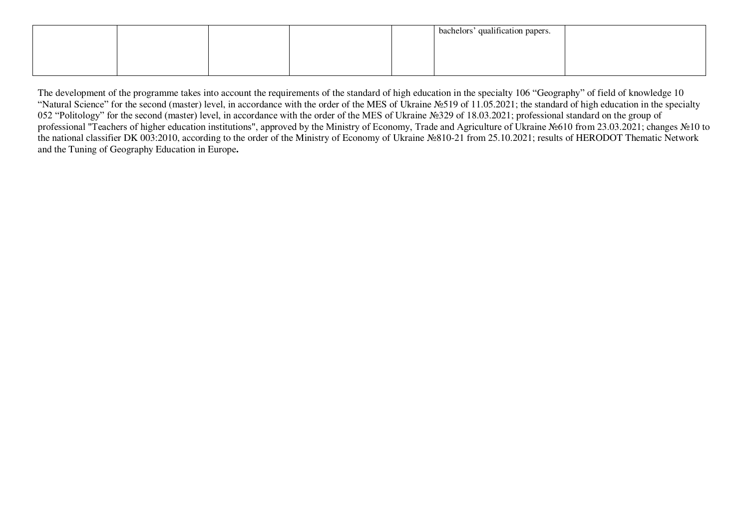|  |  |  |  |  | bachelors' qualification papers. |  |
|---|---|---|---|---|---|---|

The development of the programme takes into account the requirements of the standard of high education in the specialty 106 "Geography" of field of knowledge 10 "Natural Science" for the second (master) level, in accordance with the order of the MES of Ukraine №519 of 11.05.2021; the standard of high education in the specialty 052 "Politology" for the second (master) level, in accordance with the order of the MES of Ukraine №329 of 18.03.2021; professional standard on the group of professional "Teachers of higher education institutions", approved by the Ministry of Economy, Trade and Agriculture of Ukraine №610 from 23.03.2021; changes №10 to the national classifier DK 003:2010, according to the order of the Ministry of Economy of Ukraine №810-21 from 25.10.2021; results of HERODOT Thematic Network and the Tuning of Geography Education in Europe**.**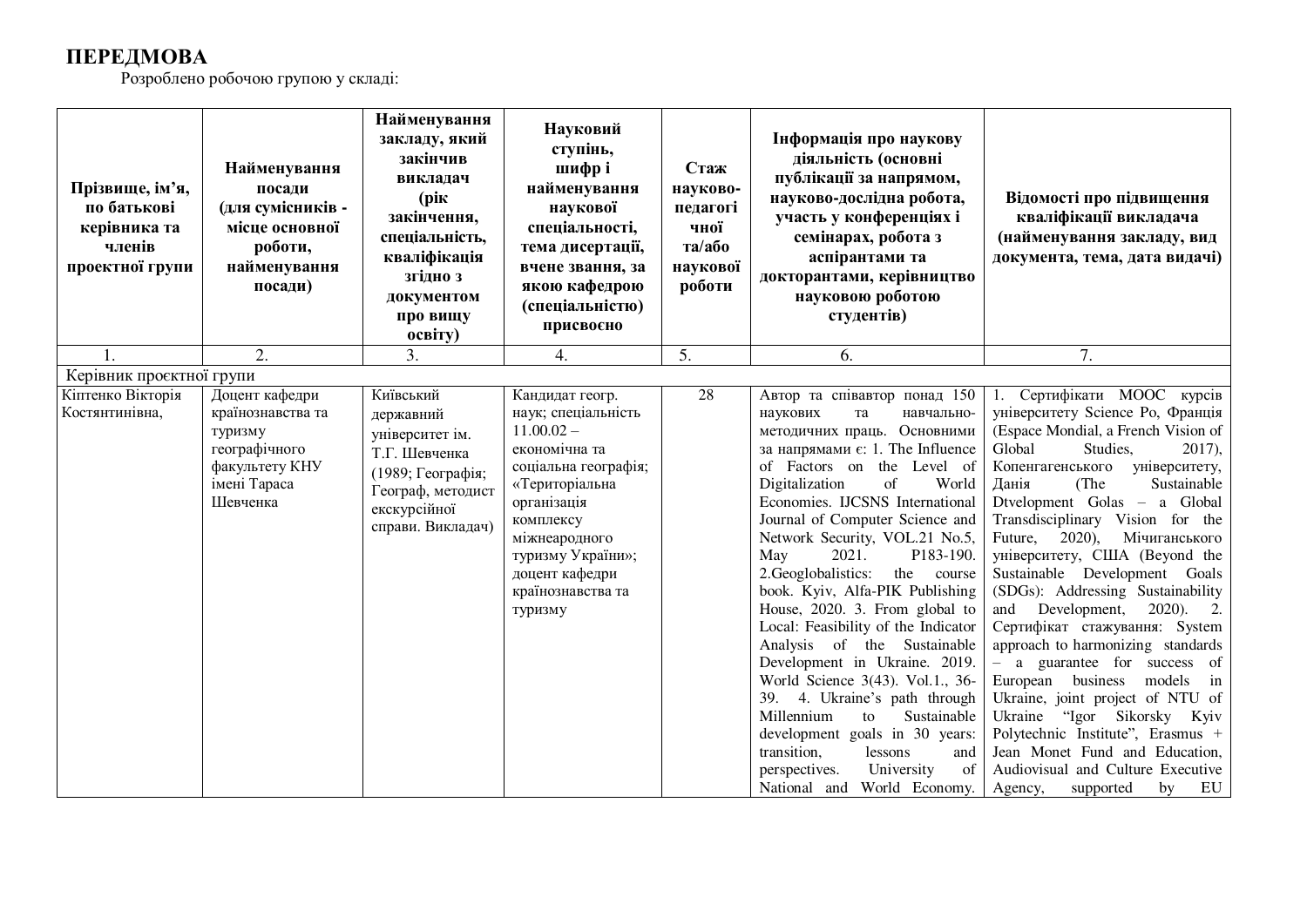## ПЕРЕДМОВА

Розроблено робочою групою у складі:

| Прізвище, ім'я, по батькові керівника та членів проектної групи | Найменування посади (для сумісників - місце основної роботи, найменування посади) | Найменування закладу, який закінчив викладач (рік закінчення, спеціальність, кваліфікація згідно з документом про вищу освіту) | Науковий ступінь, шифр і найменування наукової спеціальності, тема дисертації, вчене звання, за якою кафедрою (спеціальністю) присвоєно | Стаж науково-педагогічної та/або наукової роботи | Інформація про наукову діяльність (основні публікації за напрямом, науково-дослідна робота, участь у конференціях і семінарах, робота з аспірантами та докторантами, керівництво науковою роботою студентів) | Відомості про підвищення кваліфікації викладача (найменування закладу, вид документа, тема, дата видачі) |
|---|---|---|---|---|---|---|
| 1. | 2. | 3. | 4. | 5. | 6. | 7. |
| Керівник проєктної групи | | | | | | |
| Кіптенко Вікторія Костянтинівна, | Доцент кафедри країнознавства та туризму географічного факультету КНУ імені Тараса Шевченка | Київський державний університет ім. Т.Г. Шевченка (1989; Географія; Географ, методист екскурсійної справи. Викладач) | Кандидат геогр. наук; спеціальність 11.00.02 – економічна та соціальна географія; «Територіальна організація комплексу міжнеародного туризму України»; доцент кафедри країнознавства та туризму | 28 | Автор та співавтор понад 150 наукових та навчально-методичних праць. Основними за напрямами є: 1. The Influence of Factors on the Level of Digitalization of World Economies. IJCSNS International Journal of Computer Science and Network Security, VOL.21 No.5, May 2021. P183-190. 2.Geoglobalistics: the course book. Kyiv, Alfa-PIK Publishing House, 2020. 3. From global to Local: Feasibility of the Indicator Analysis of the Sustainable Development in Ukraine. 2019. World Science 3(43). Vol.1., 36-39. 4. Ukraine's path through Millennium to Sustainable development goals in 30 years: transition, lessons and perspectives. University of National and World Economy. | 1. Сертифікати MOOC курсів університету Science Po, Франція (Espace Mondial, a French Vision of Global Studies, 2017), Копенгагенського університету, Данія (The Sustainable Dtvelopment Golas – a Global Transdisciplinary Vision for the Future, 2020), Мічиганського університету, США (Beyond the Sustainable Development Goals (SDGs): Addressing Sustainability and Development, 2020). 2. Сертифікат стажування: System approach to harmonizing standards – a guarantee for success of European business models in Ukraine, joint project of NTU of Ukraine "Igor Sikorsky Kyiv Polytechnic Institute", Erasmus + Jean Monet Fund and Education, Audiovisual and Culture Executive Agency, supported by EU |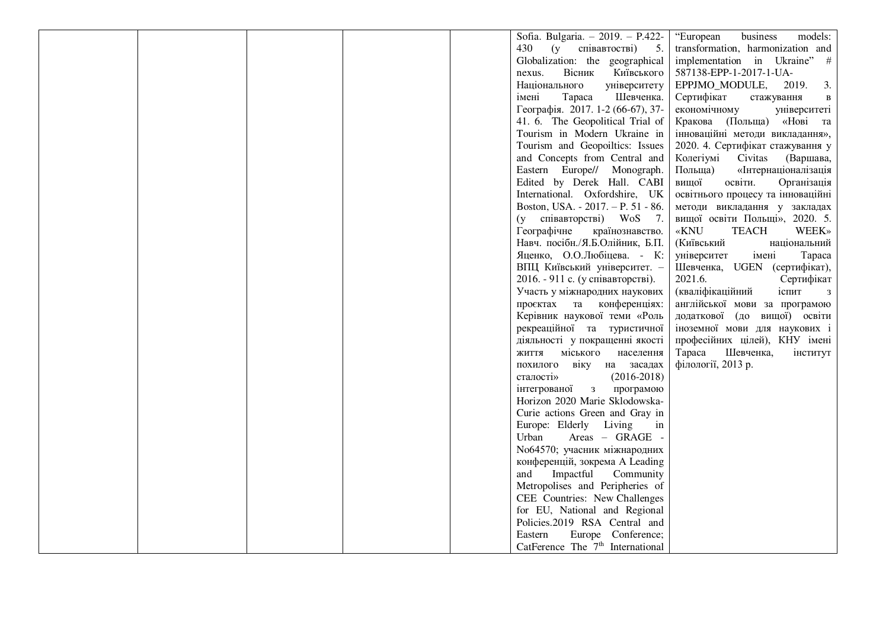|  |  |  |  |  | Sofia. Bulgaria. – 2019. – P.422-430 (у співавтостві) 5. Globalization: the geographical nexus. Вісник Київського Національного університету імені Тараса Шевченка. Географія. 2017. 1-2 (66-67), 37-41. 6. The Geopolitical Trial of Tourism in Modern Ukraine in Tourism and Geopoiltics: Issues and Concepts from Central and Eastern Europe// Monograph. Edited by Derek Hall. CABI International. Oxfordshire, UK Boston, USA. - 2017. – P. 51 - 86. (у співавторстві) WoS 7. Географічне країнознавство. Навч. посібн./Я.Б.Олійник, Б.П. Яценко, О.О.Любіцева. - К: ВПЦ Київський університет. – 2016. - 911 с. (у співавторстві). Участь у міжнародних наукових проєктах та конференціях: Керівник наукової теми «Роль рекреаційної та туристичної діяльності у покращенні якості життя міського населення похилого віку на засадах сталості» (2016-2018) інтегрованої з програмою Horizon 2020 Marie Sklodowska-Curie actions Green and Gray in Europe: Elderly Living in Urban Areas – GRAGE - No64570; учасник міжнародних конференцій, зокрема A Leading and Impactful Community Metropolises and Peripheries of CEE Countries: New Challenges for EU, National and Regional Policies.2019 RSA Central and Eastern Europe Conference; CatFerence The 7th International | "European business models: transformation, harmonization and implementation in Ukraine" # 587138-EPP-1-2017-1-UA-EPPJMO_MODULE, 2019. 3. Сертифікат стажування в економічному університеті Кракова (Польща) «Нові та інноваційні методи викладання», 2020. 4. Сертифікат стажування у Колегіумі Civitas (Варшава, Польща) «Інтернаціоналізація вищої освіти. Організація освітнього процесу та інноваційні методи викладання у закладах вищої освіти Польщі», 2020. 5. «KNU TEACH WEEK» (Київський національний університет імені Тараса Шевченка, UGEN (сертифікат), 2021.6. Сертифікат (кваліфікаційний іспит з англійської мови за програмою додаткової (до вищої) освіти іноземної мови для наукових і професійних цілей), КНУ імені Тараса Шевченка, інститут філології, 2013 р. |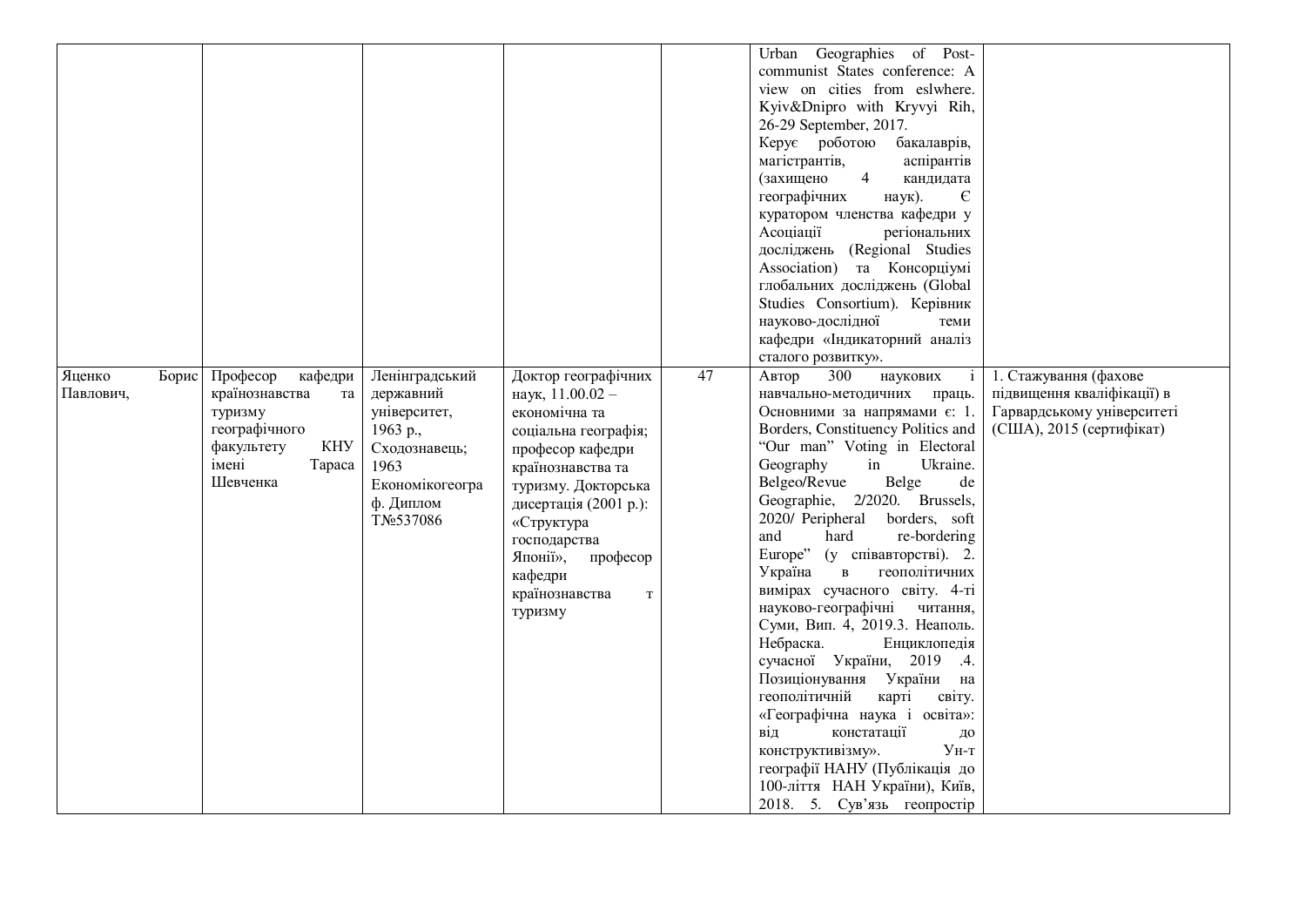| | | | | | | |
|---|---|---|---|---|---|---|
| | | | | | Urban Geographies of Post-communist States conference: A view on cities from eslwhere. Kyiv&Dnipro with Kryvyi Rih, 26-29 September, 2017. Керує роботою бакалаврів, магістрантів, аспірантів (захищено 4 кандидата географічних наук). Є куратором членства кафедри у Асоціації регіональних досліджень (Regional Studies Association) та Консорціумі глобальних досліджень (Global Studies Consortium). Керівник науково-дослідної теми кафедри «Індикаторний аналіз сталого розвитку». | |
| Яценко Борис Павлович, | Професор кафедри країнознавства та туризму географічного факультету КНУ імені Тараса Шевченка | Ленінградський державний університет, 1963 р., Сходознавець; 1963 Економікогеограф. Диплом Т№537086 | Доктор географічних наук, 11.00.02 – економічна та соціальна географія; професор кафедри країнознавства та туризму. Докторська дисертація (2001 р.): «Структура господарства Японії», професор кафедри країнознавства т туризму | 47 | Автор 300 наукових і навчально-методичних праць. Основними за напрямами є: 1. Borders, Constituency Politics and "Our man" Voting in Electoral Geography in Ukraine. Belgeo/Revue Belge de Geographie, 2/2020. Brussels, 2020/ Peripheral borders, soft and hard re-bordering Europe" (у співавторстві). 2. Україна в геополітичних вимірах сучасного світу. 4-ті науково-географічні читання, Суми, Вип. 4, 2019.3. Неаполь. Небраска. Енциклопедія сучасної України, 2019 .4. Позиціонування України на геополітичній карті світу. «Географічна наука і освіта»: від констатації до конструктивізму». Ун-т географії НАНУ (Публікація до 100-ліття НАН України), Київ, 2018. 5. Сув'язь геопростір | 1. Стажування (фахове підвищення кваліфікації) в Гарвардському університеті (США), 2015 (сертифікат) |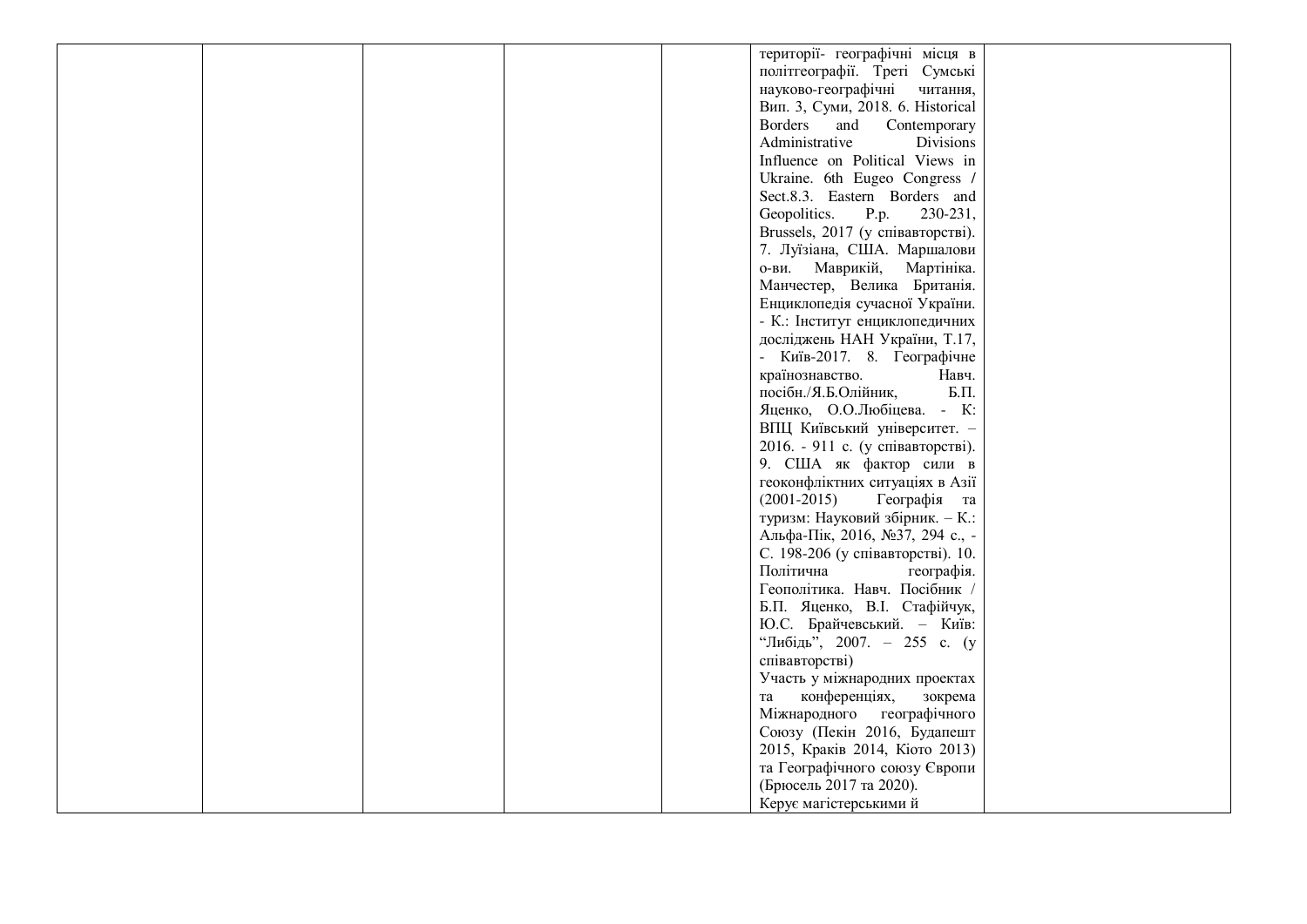|  |  |  |  |  | території- географічні місця в політгеографії. Треті Сумські науково-географічні читання, Вип. 3, Суми, 2018. 6. Historical Borders and Contemporary Administrative Divisions Influence on Political Views in Ukraine. 6th Eugeo Congress / Sect.8.3. Eastern Borders and Geopolitics. P.p. 230-231, Brussels, 2017 (у співавторстві). 7. Луїзіана, США. Маршалови о-ви. Маврикій, Мартініка. Манчестер, Велика Британія. Енциклопедія сучасної України. - К.: Інститут енциклопедичних досліджень НАН України, Т.17, - Київ-2017. 8. Географічне країнознавство. Навч. посібн./Я.Б.Олійник, Б.П. Яценко, О.О.Любіцева. - К: ВПЦ Київський університет. – 2016. - 911 с. (у співавторстві). 9. США як фактор сили в геоконфліктних ситуаціях в Азії (2001-2015) Географія та туризм: Науковий збірник. – К.: Альфа-Пік, 2016, №37, 294 с., - С. 198-206 (у співавторстві). 10. Політична географія. Геополітика. Навч. Посібник / Б.П. Яценко, В.І. Стафійчук, Ю.С. Брайчевський. – Київ: "Либідь", 2007. – 255 с. (у співавторстві)<br>Участь у міжнародних проектах та конференціях, зокрема Міжнародного географічного Союзу (Пекін 2016, Будапешт 2015, Краків 2014, Кіото 2013) та Географічного союзу Європи (Брюсель 2017 та 2020).<br>Керує магістерськими й |  |
|---|---|---|---|---|---|---|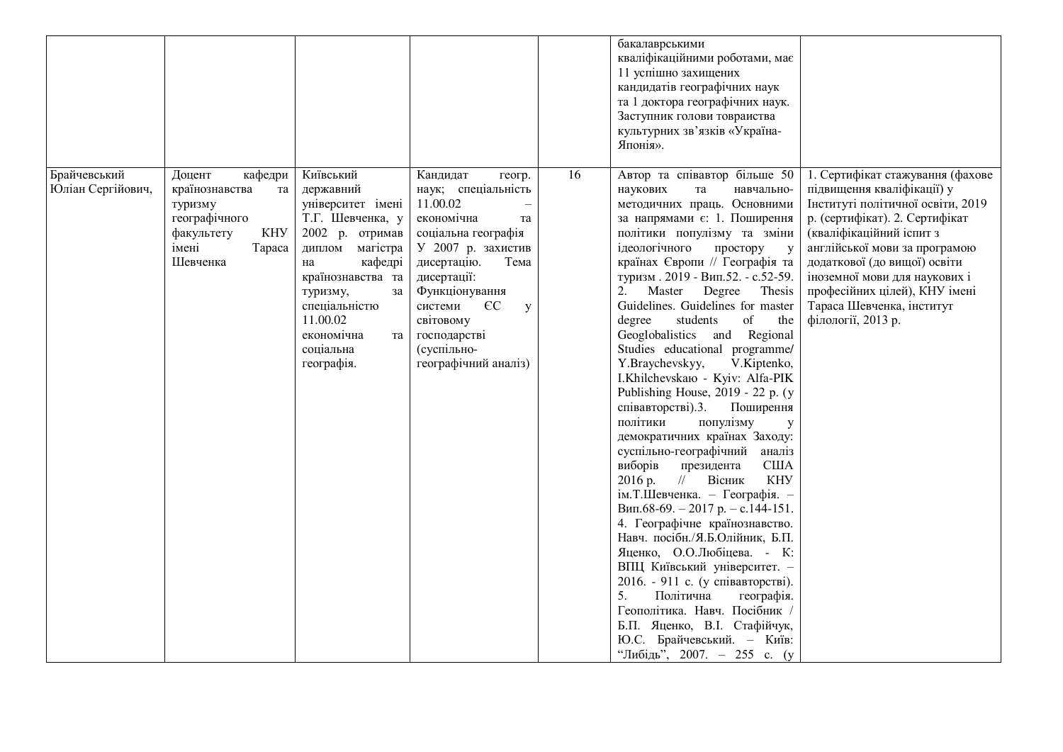| | | | | | | |
|---|---|---|---|---|---|---|
| | | | | | бакалаврськими кваліфікаційними роботами, має 11 успішно захищених кандидатів географічних наук та 1 доктора географічних наук. Заступник голови товраиства культурних зв'язків «Україна-Японія». | |
| Брайчевський Юліан Сергійович, | Доцент кафедри країнознавства та туризму географічного факультету КНУ імені Тараса Шевченка | Київський державний університет імені Т.Г. Шевченка, у 2002 р. отримав диплом магістра на кафедрі країнознавства та туризму, за спеціальністю 11.00.02 економічна та соціальна географія. | Кандидат геогр. наук; спеціальність 11.00.02 – економічна та соціальна географія У 2007 р. захистив дисертацію. Тема дисертації: Функціонування системи ЄС у світовому господарстві (суспільно-географічний аналіз) | 16 | Автор та співавтор більше 50 наукових та навчально-методичних праць. Основними за напрямами є: 1. Поширення політики популізму та зміни ідеологічного простору у країнах Європи // Географія та туризм . 2019 - Вип.52. - с.52-59. 2. Master Degree Thesis Guidelines. Guidelines for master degree students of the Geoglobalistics and Regional Studies educational programme/ Y.Braychevskyy, V.Kiptenko, I.Khilchevskaю - Kyiv: Alfa-PIK Publishing House, 2019 - 22 p. (у співавторстві).3. Поширення політики популізму у демократичних країнах Заходу: суспільно-географічний аналіз виборів президента США 2016 р. // Вісник КНУ ім.Т.Шевченка. – Географія. – Вип.68-69. – 2017 р. – с.144-151. 4. Географічне країнознавство. Навч. посібн./Я.Б.Олійник, Б.П. Яценко, О.О.Любіцева. - К: ВПЦ Київський університет. – 2016. - 911 с. (у співавторстві). 5. Політична географія. Геополітика. Навч. Посібник / Б.П. Яценко, В.І. Стафійчук, Ю.С. Брайчевський. – Київ: "Либідь", 2007. – 255 с. (у | 1. Сертифікат стажування (фахове підвищення кваліфікації) у Інституті політичної освіти, 2019 р. (сертифікат). 2. Сертифікат (кваліфікаційний іспит з англійської мови за програмою додаткової (до вищої) освіти іноземної мови для наукових і професійних цілей), КНУ імені Тараса Шевченка, інститут філології, 2013 р. |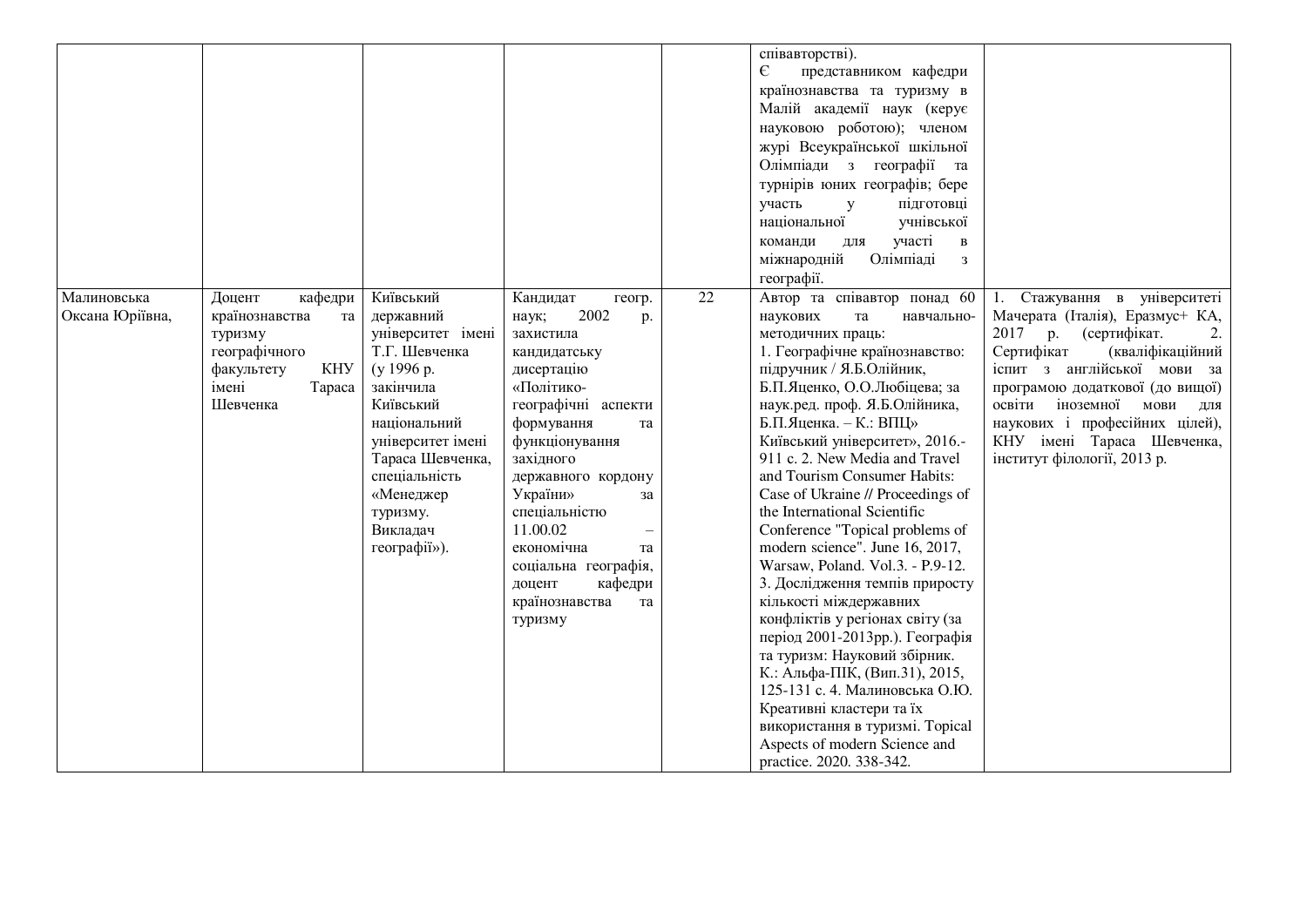| | | | | | | |
|---|---|---|---|---|---|---|
| | | | | | співавторстві). Є представником кафедри країнознавства та туризму в Малій академії наук (керує науковою роботою); членом журі Всеукраїнської шкільної Олімпіади з географії та турнірів юних географів; бере участь у підготовці національної учнівської команди для участі в міжнародній Олімпіаді з географії. | |
| Малиновська Оксана Юріївна, | Доцент кафедри країнознавства та туризму географічного факультету КНУ імені Тараса Шевченка | Київський державний університет імені Т.Г. Шевченка (у 1996 р. закінчила Київський національний університет імені Тараса Шевченка, спеціальність «Менеджер туризму. Викладач географії»). | Кандидат геогр. наук; 2002 р. захистила кандидатську дисертацію «Політико-географічні аспекти формування та функціонування західного державного кордону України» за спеціальністю 11.00.02 – економічна та соціальна географія, доцент кафедри країнознавства та туризму | 22 | Автор та співавтор понад 60 наукових та навчально-методичних праць: 1. Географічне країнознавство: підручник / Я.Б.Олійник, Б.П.Яценко, О.О.Любіцева; за наук.ред. проф. Я.Б.Олійника, Б.П.Яценка. – К.: ВПЦ» Київський університет», 2016.- 911 с. 2. New Media and Travel and Tourism Consumer Habits: Case of Ukraine // Proceedings of the International Scientific Conference "Topical problems of modern science". June 16, 2017, Warsaw, Poland. Vol.3. - P.9-12. 3. Дослідження темпів приросту кількості міждержавних конфліктів у регіонах світу (за період 2001-2013рр.). Географія та туризм: Науковий збірник. К.: Альфа-ПІК, (Вип.31), 2015, 125-131 с. 4. Малиновська О.Ю. Креативні кластери та їх використання в туризмі. Topical Aspects of modern Science and practice. 2020. 338-342. | 1. Стажування в університеті Мачерата (Італія), Еразмус+ КА, 2017 р. (сертифікат. 2. Сертифікат (кваліфікаційний іспит з англійської мови за програмою додаткової (до вищої) освіти іноземної мови для наукових і професійних цілей), КНУ імені Тараса Шевченка, інститут філології, 2013 р. |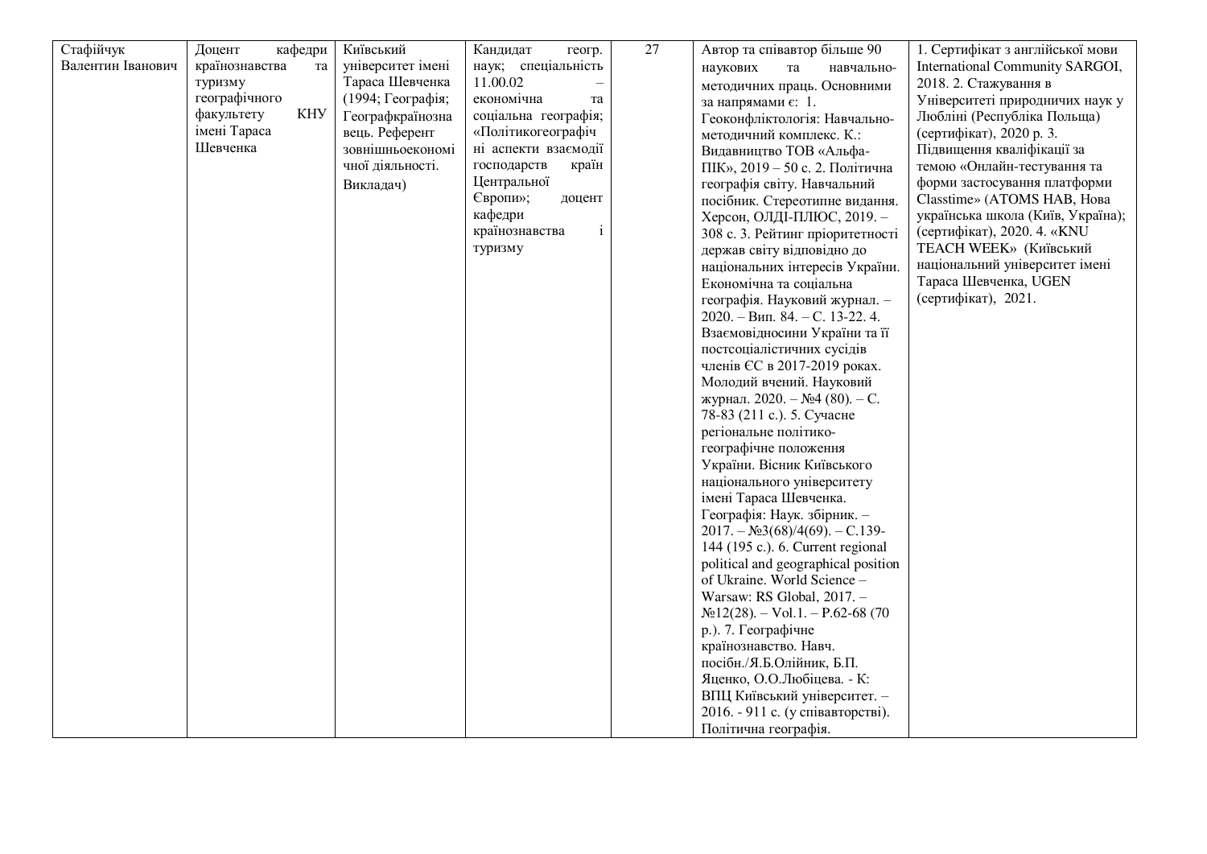| | | | | | | |
|---|---|---|---|---|---|---|
| Стафійчук Валентин Іванович | Доцент кафедри країнознавства та туризму географічного факультету КНУ імені Тараса Шевченка | Київський університет імені Тараса Шевченка (1994; Географія; Географкраїнознавець. Референт зовнішньоекономічної діяльності. Викладач) | Кандидат геогр. наук; спеціальність 11.00.02 – економічна та соціальна географія; «Політикогеографічні аспекти взаємодії господарств країн Центральної Європи»; доцент кафедри країнознавства і туризму | 27 | Автор та співавтор більше 90 наукових та навчально-методичних праць. Основними за напрямами є: 1. Геоконфліктологія: Навчально-методичний комплекс. К.: Видавництво ТОВ «Альфа-ПІК», 2019 – 50 с. 2. Політична географія світу. Навчальний посібник. Стереотипне видання. Херсон, ОЛДІ-ПЛЮС, 2019. – 308 с. 3. Рейтинг пріоритетності держав світу відповідно до національних інтересів України. Економічна та соціальна географія. Науковий журнал. – 2020. – Вип. 84. – С. 13-22. 4. Взаємовідносини України та її постсоціалістичних сусідів членів ЄС в 2017-2019 роках. Молодий вчений. Науковий журнал. 2020. – №4 (80). – С. 78-83 (211 с.). 5. Сучасне регіональне політико-географічне положення України. Вісник Київського національного університету імені Тараса Шевченка. Географія: Наук. збірник. – 2017. – №3(68)/4(69). – С.139-144 (195 с.). 6. Current regional political and geographical position of Ukraine. World Science – Warsaw: RS Global, 2017. – №12(28). – Vol.1. – P.62-68 (70 p.). 7. Географічне країнознавство. Навч. посібн./Я.Б.Олійник, Б.П. Яценко, О.О.Любіцева. - К: ВПЦ Київський університет. – 2016. - 911 с. (у співавторстві). Політична географія. | 1. Сертифікат з англійської мови International Community SARGOI, 2018. 2. Стажування в Університеті природничих наук у Любліні (Республіка Польща) (сертифікат), 2020 р. 3. Підвищення кваліфікації за темою «Онлайн-тестування та форми застосування платформи Classtime» (ATOMS HAB, Нова українська школа (Київ, Україна); (сертифікат), 2020. 4. «KNU TEACH WEEK» (Київський національний університет імені Тараса Шевченка, UGEN (сертифікат), 2021. |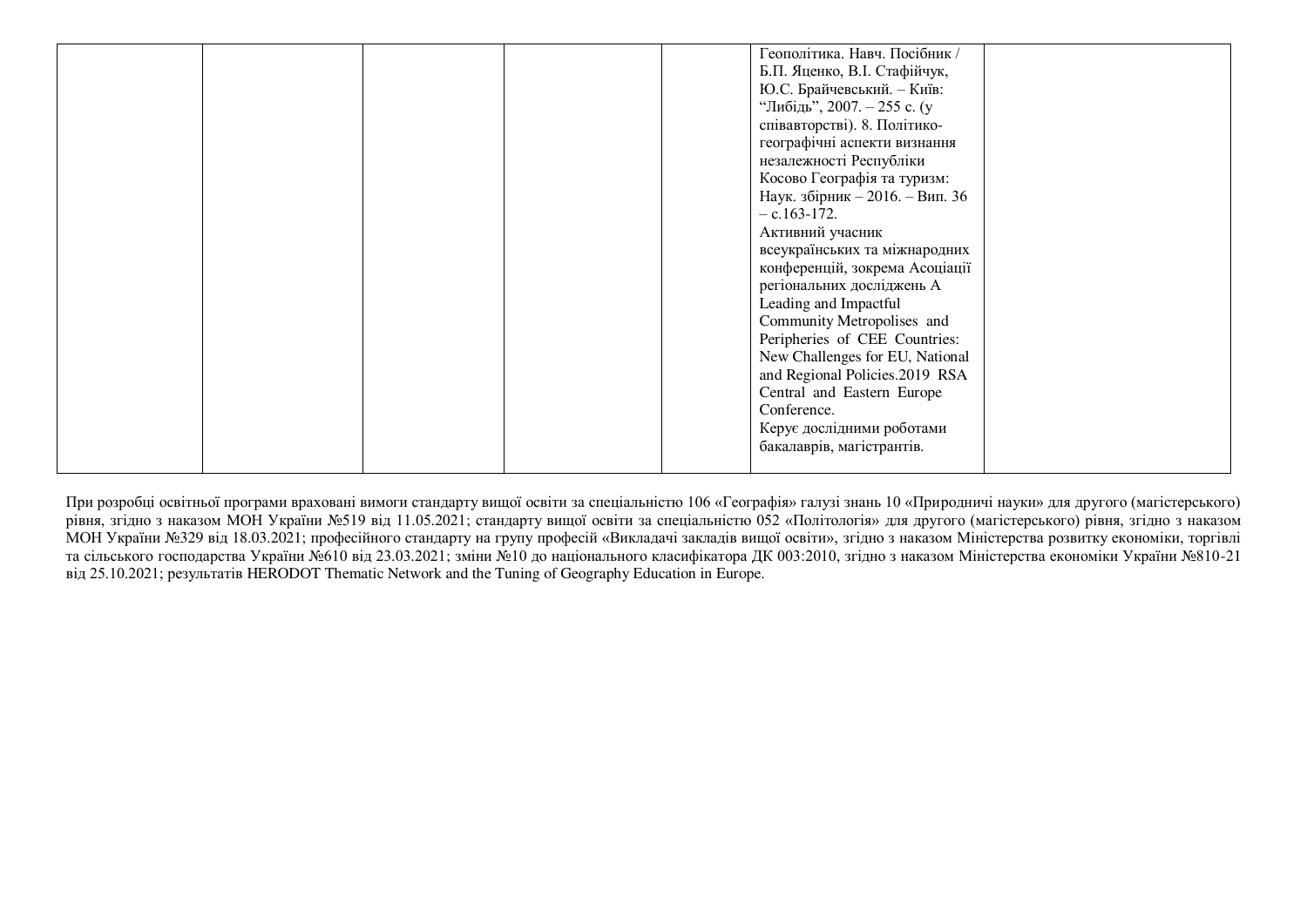| | | | | | | |
|---|---|---|---|---|---|---|
| | | | | | Геополітика. Навч. Посібник / Б.П. Яценко, В.І. Стафійчук, Ю.С. Брайчевський. – Київ: "Либідь", 2007. – 255 с. (у співавторстві). 8. Політико-географічні аспекти визнання незалежності Республіки Косово Географія та туризм: Наук. збірник – 2016. – Вип. 36 – с.163-172.<br>Активний учасник всеукраїнських та міжнародних конференцій, зокрема Асоціації регіональних досліджень A Leading and Impactful Community Metropolises and Peripheries of CEE Countries: New Challenges for EU, National and Regional Policies.2019 RSA Central and Eastern Europe Conference.<br>Керує дослідними роботами бакалаврів, магістрантів. | |

При розробці освітньої програми враховані вимоги стандарту вищої освіти за спеціальністю 106 «Географія» галузі знань 10 «Природничі науки» для другого (магістерського) рівня, згідно з наказом МОН України №519 від 11.05.2021; стандарту вищої освіти за спеціальністю 052 «Політологія» для другого (магістерського) рівня, згідно з наказом МОН України №329 від 18.03.2021; професійного стандарту на групу професій «Викладачі закладів вищої освіти», згідно з наказом Міністерства розвитку економіки, торгівлі та сільського господарства України №610 від 23.03.2021; зміни №10 до національного класифікатора ДК 003:2010, згідно з наказом Міністерства економіки України №810-21 від 25.10.2021; результатів HERODOT Thematic Network and the Tuning of Geography Education in Europe.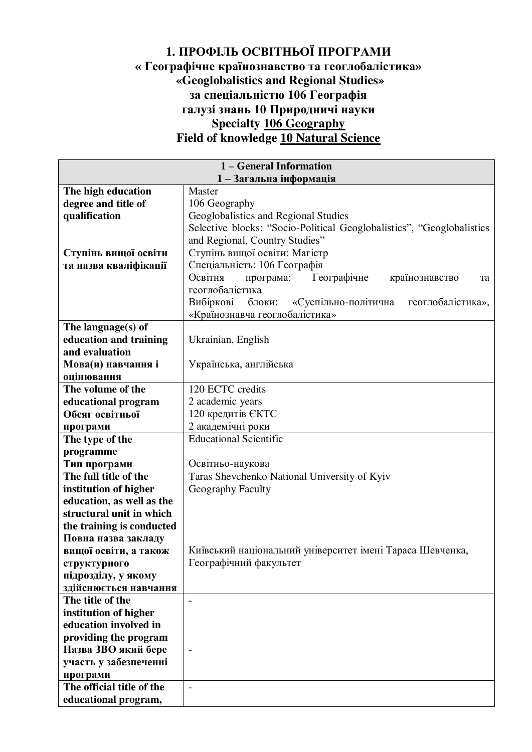# 1. ПРОФІЛЬ ОСВІТНЬОЇ ПРОГРАМИ
# « Географічне країнознавство та геоглобалістика»
# «Geoglobalistics and Regional Studies»
# за спеціальністю 106 Географія
# галузі знань 10 Природничі науки
# Specialty 106 Geography
# Field of knowledge 10 Natural Science

| 1 – General Information<br>1 – Загальна інформація | |
|---|---|
| **The high education degree and title of qualification**<br><br>**Ступінь вищої освіти та назва кваліфікації** | Master<br>106 Geography<br>Geoglobalistics and Regional Studies<br>Selective blocks: "Socio-Political Geoglobalistics", "Geoglobalistics and Regional, Country Studies"<br>Ступінь вищої освіти: Магістр<br>Спеціальність: 106 Географія<br>Освітня програма: Географічне країнознавство та геоглобалістика<br>Вибіркові блоки: «Суспільно-політична геоглобалістика», «Країнознавча геоглобалістика» |
| **The language(s) of education and training and evaluation**<br>**Мова(и) навчання і оцінювання** | Ukrainian, English<br><br>Українська, англійська |
| **The volume of the educational program**<br>**Обсяг освітньої програми** | 120 ECTC credits<br>2 academic years<br>120 кредитів ЄКТС<br>2 академічні роки |
| **The type of the programme**<br>**Тип програми** | Educational Scientific<br><br>Освітньо-наукова |
| **The full title of the institution of higher education, as well as the structural unit in which the training is conducted**<br>**Повна назва закладу вищої освіти, а також структурного підрозділу, у якому здійснюється навчання** | Taras Shevchenko National University of Kyiv<br>Geography Faculty<br><br>Київський національний університет імені Тараса Шевченка, Географічний факультет |
| **The title of the institution of higher education involved in providing the program**<br>**Назва ЗВО який бере участь у забезпеченні програми** | -<br><br>- |
| **The official title of the educational program,** | - |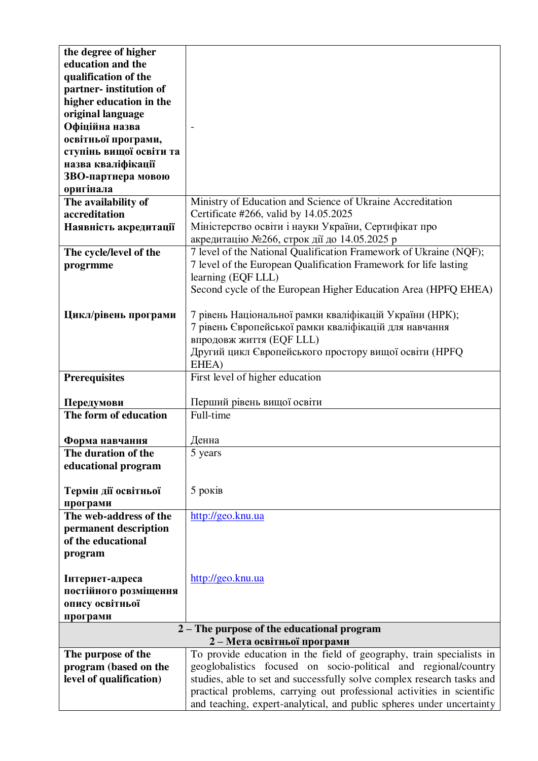| | |
|---|---|
| **the degree of higher education and the qualification of the partner- institution of higher education in the original language**<br>**Офіційна назва освітньої програми, ступінь вищої освіти та назва кваліфікації ЗВО-партнера мовою оригінала** | - |
| **The availability of accreditation**<br>**Наявність акредитації** | Ministry of Education and Science of Ukraine Accreditation Certificate #266, valid by 14.05.2025<br>Міністерство освіти і науки України, Сертифікат про акредитацію №266, строк дії до 14.05.2025 р |
| **The cycle/level of the progrmme**<br><br>**Цикл/рівень програми** | 7 level of the National Qualification Framework of Ukraine (NQF);<br>7 level of the European Qualification Framework for life lasting learning (EQF LLL)<br>Second cycle of the European Higher Education Area (HPFQ EHEA)<br><br>7 рівень Національної рамки кваліфікацій України (НРК);<br>7 рівень Європейської рамки кваліфікацій для навчання впродовж життя (EQF LLL)<br>Другий цикл Європейського простору вищої освіти (HPFQ EHEA) |
| **Prerequisites**<br><br>**Передумови** | First level of higher education<br><br>Перший рівень вищої освіти |
| **The form of education**<br><br>**Форма навчання** | Full-time<br><br>Денна |
| **The duration of the educational program**<br><br>**Термін дії освітньої програми** | 5 years<br><br>5 років |
| **The web-address of the permanent description of the educational program**<br><br>**Інтернет-адреса постійного розміщення опису освітньої програми** | http://geo.knu.ua<br><br>http://geo.knu.ua |
| **2 – The purpose of the educational program**<br>**2 – Мета освітньої програми** | |
| **The purpose of the program (based on the level of qualification)** | To provide education in the field of geography, train specialists in geoglobalistics focused on socio-political and regional/country studies, able to set and successfully solve complex research tasks and practical problems, carrying out professional activities in scientific and teaching, expert-analytical, and public spheres under uncertainty |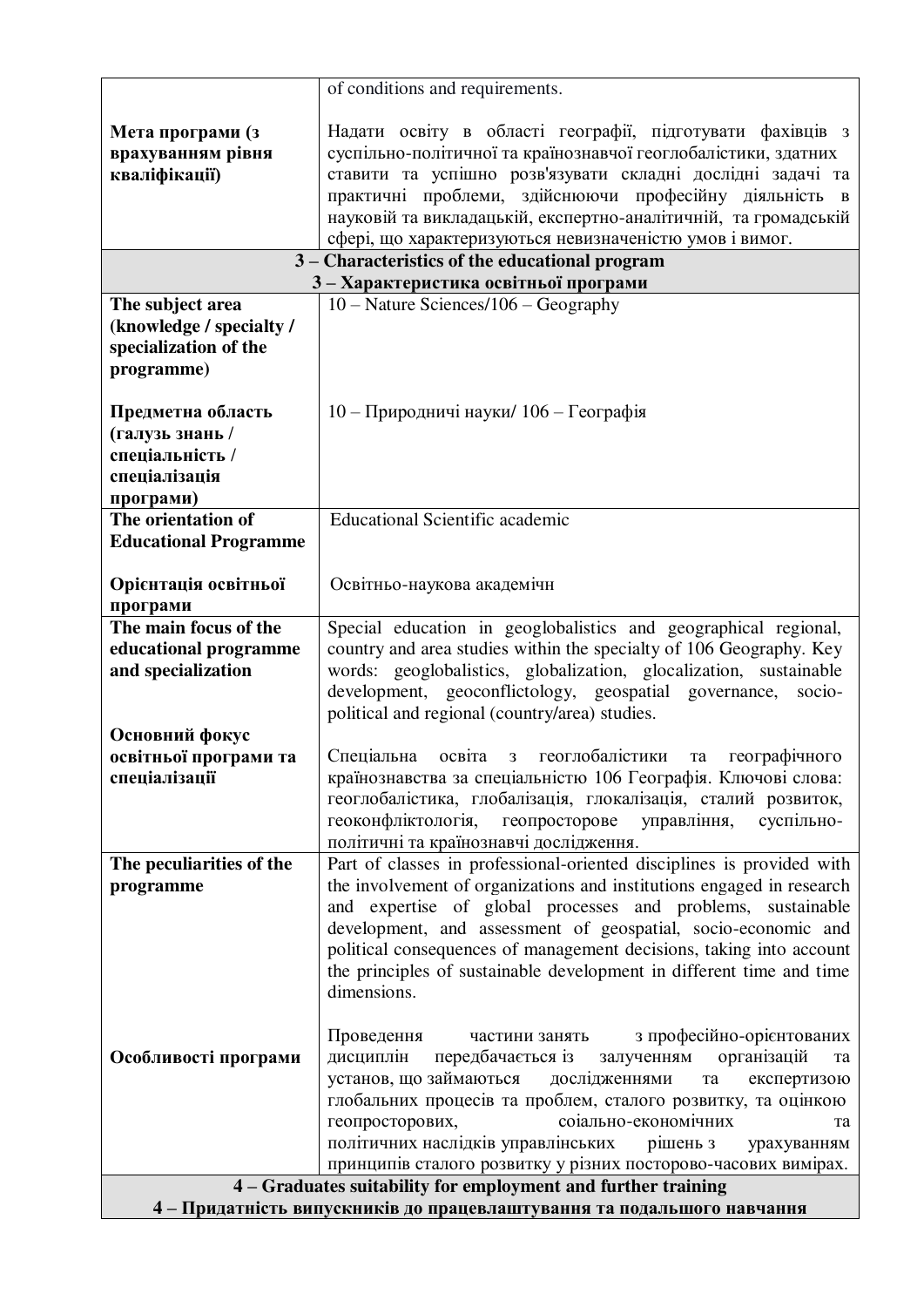| | |
|---|---|
| | of conditions and requirements. |
| **Мета програми (з врахуванням рівня кваліфікації)** | Надати освіту в області географії, підготувати фахівців з суспільно-політичної та країнознавчої геоглобалістики, здатних ставити та успішно розв'язувати складні дослідні задачі та практичні проблеми, здійснюючи професійну діяльність в науковій та викладацькій, експертно-аналітичній, та громадській сфері, що характеризуються невизначеністю умов і вимог. |
| **3 – Characteristics of the educational program<br>3 – Характеристика освітньої програми** | |
| **The subject area (knowledge / specialty / specialization of the programme)**<br><br>**Предметна область (галузь знань / спеціальність / спеціалізація програми)** | 10 – Nature Sciences/106 – Geography<br><br>10 – Природничі науки/ 106 – Географія |
| **The orientation of Educational Programme**<br><br>**Орієнтація освітньої програми** | Educational Scientific academic<br><br>Освітньо-наукова академічн |
| **The main focus of the educational programme and specialization**<br><br>**Основний фокус освітньої програми та спеціалізації** | Special education in geoglobalistics and geographical regional, country and area studies within the specialty of 106 Geography. Key words: geoglobalistics, globalization, glocalization, sustainable development, geoconflictology, geospatial governance, socio-political and regional (country/area) studies.<br><br>Спеціальна освіта з геоглобалістики та географічного країнознавства за спеціальністю 106 Географія. Ключові слова: геоглобалістика, глобалізація, глокалізація, сталий розвиток, геоконфліктологія, геопросторове управління, суспільно-політичні та країнознавчі дослідження. |
| **The peculiarities of the programme**<br><br>**Особливості програми** | Part of classes in professional-oriented disciplines is provided with the involvement of organizations and institutions engaged in research and expertise of global processes and problems, sustainable development, and assessment of geospatial, socio-economic and political consequences of management decisions, taking into account the principles of sustainable development in different time and time dimensions.<br><br>Проведення частини занять з професійно-орієнтованих дисциплін передбачається із залученням організацій та установ, що займаються дослідженнями та експертизою глобальних процесів та проблем, сталого розвитку, та оцінкою геопросторових, соіально-економічних та політичних наслідків управлінських рішень з урахуванням принципів сталого розвитку у різних посторово-часових вимірах. |
| **4 – Graduates suitability for employment and further training<br>4 – Придатність випускників до працевлаштування та подальшого навчання** | |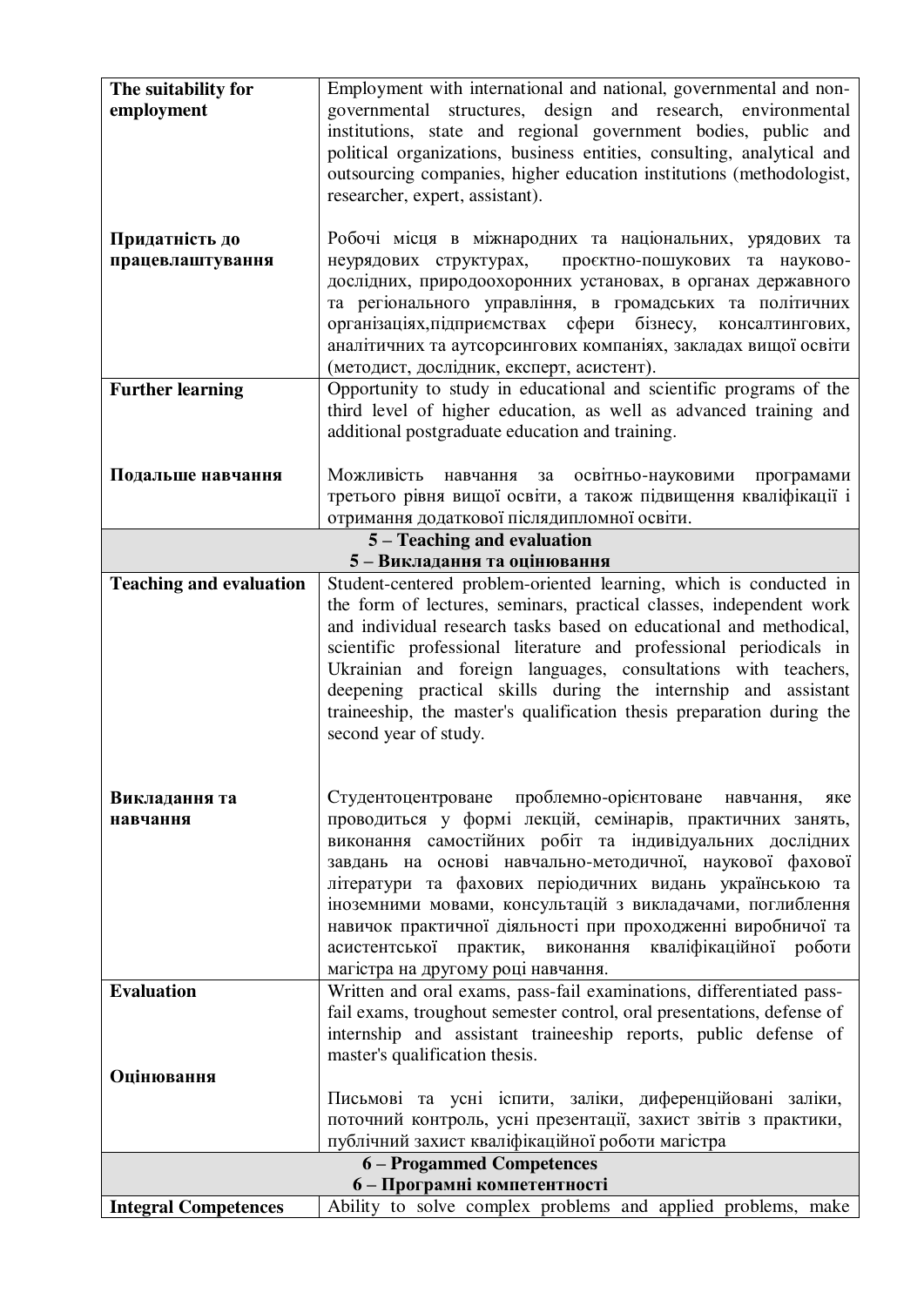| | |
|---|---|
| **The suitability for employment**<br><br>**Придатність до працевлаштування** | Employment with international and national, governmental and non-governmental structures, design and research, environmental institutions, state and regional government bodies, public and political organizations, business entities, consulting, analytical and outsourcing companies, higher education institutions (methodologist, researcher, expert, assistant).<br><br>Робочі місця в міжнародних та національних, урядових та неурядових структурах, проєктно-пошукових та науково-дослідних, природоохоронних установах, в органах державного та регіонального управління, в громадських та політичних організаціях,підприємствах сфери бізнесу, консалтингових, аналітичних та аутсорсингових компаніях, закладах вищої освіти (методист, дослідник, експерт, асистент). |
| **Further learning**<br><br>**Подальше навчання** | Opportunity to study in educational and scientific programs of the third level of higher education, as well as advanced training and additional postgraduate education and training.<br><br>Можливість навчання за освітньо-науковими програмами третього рівня вищої освіти, а також підвищення кваліфікації і отримання додаткової післядипломної освіти. |
| **5 – Teaching and evaluation**<br>**5 – Викладання та оцінювання** | |
| **Teaching and evaluation**<br><br>**Викладання та навчання** | Student-centered problem-oriented learning, which is conducted in the form of lectures, seminars, practical classes, independent work and individual research tasks based on educational and methodical, scientific professional literature and professional periodicals in Ukrainian and foreign languages, consultations with teachers, deepening practical skills during the internship and assistant traineeship, the master's qualification thesis preparation during the second year of study.<br><br>Студентоцентроване проблемно-орієнтоване навчання, яке проводиться у формі лекцій, семінарів, практичних занять, виконання самостійних робіт та індивідуальних дослідних завдань на основі навчально-методичної, наукової фахової літератури та фахових періодичних видань українською та іноземними мовами, консультацій з викладачами, поглиблення навичок практичної діяльності при проходженні виробничої та асистентської практик, виконання кваліфікаційної роботи магістра на другому році навчання. |
| **Evaluation**<br><br>**Оцінювання** | Written and oral exams, pass-fail examinations, differentiated pass-fail exams, troughout semester control, oral presentations, defense of internship and assistant traineeship reports, public defense of master's qualification thesis.<br><br>Письмові та усні іспити, заліки, диференційовані заліки, поточний контроль, усні презентації, захист звітів з практики, публічний захист кваліфікаційної роботи магістра |
| **6 – Progammed Competences**<br>**6 – Програмні компетентності** | |
| **Integral Competences** | Ability to solve complex problems and applied problems, make |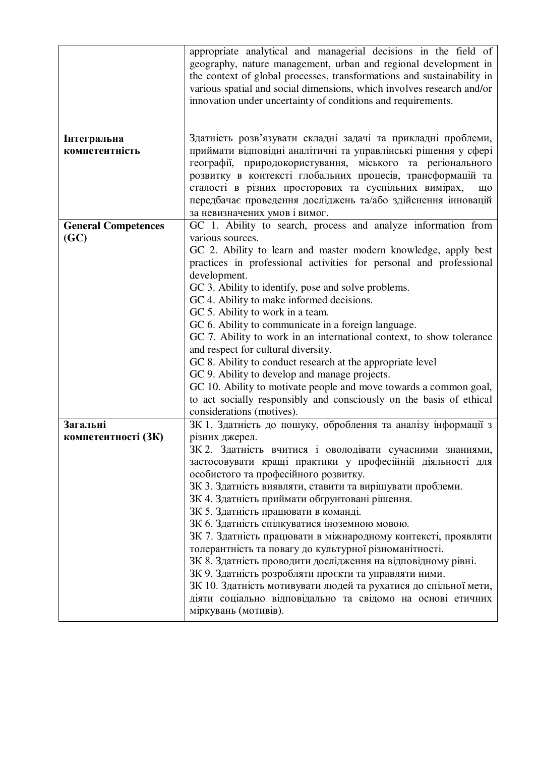| | |
|---|---|
| | appropriate analytical and managerial decisions in the field of geography, nature management, urban and regional development in the context of global processes, transformations and sustainability in various spatial and social dimensions, which involves research and/or innovation under uncertainty of conditions and requirements. |
| **Інтегральна компетентність** | Здатність розв'язувати складні задачі та прикладні проблеми, приймати відповідні аналітичні та управлінські рішення у сфері географії, природокористування, міського та регіонального розвитку в контексті глобальних процесів, трансформацій та сталості в різних просторових та суспільних вимірах, що передбачає проведення досліджень та/або здійснення інновацій за невизначених умов і вимог. |
| **General Competences (GC)** | GC 1. Ability to search, process and analyze information from various sources.<br>GC 2. Ability to learn and master modern knowledge, apply best practices in professional activities for personal and professional development.<br>GC 3. Ability to identify, pose and solve problems.<br>GC 4. Ability to make informed decisions.<br>GC 5. Ability to work in a team.<br>GC 6. Ability to communicate in a foreign language.<br>GC 7. Ability to work in an international context, to show tolerance and respect for cultural diversity.<br>GC 8. Ability to conduct research at the appropriate level<br>GC 9. Ability to develop and manage projects.<br>GC 10. Ability to motivate people and move towards a common goal, to act socially responsibly and consciously on the basis of ethical considerations (motives). |
| **Загальні компетентності (ЗК)** | ЗК 1. Здатність до пошуку, оброблення та аналізу інформації з різних джерел.<br>ЗК 2. Здатність вчитися і оволодівати сучасними знаннями, застосовувати кращі практики у професійній діяльності для особистого та професійного розвитку.<br>ЗК 3. Здатність виявляти, ставити та вирішувати проблеми.<br>ЗК 4. Здатність приймати обгрунтовані рішення.<br>ЗК 5. Здатність працювати в команді.<br>ЗК 6. Здатність спілкуватися іноземною мовою.<br>ЗК 7. Здатність працювати в міжнародному контексті, проявляти толерантність та повагу до культурної різноманітності.<br>ЗК 8. Здатність проводити дослідження на відповідному рівні.<br>ЗК 9. Здатність розробляти проєкти та управляти ними.<br>ЗК 10. Здатність мотивувати людей та рухатися до спільної мети, діяти соціально відповідально та свідомо на основі етичних міркувань (мотивів). |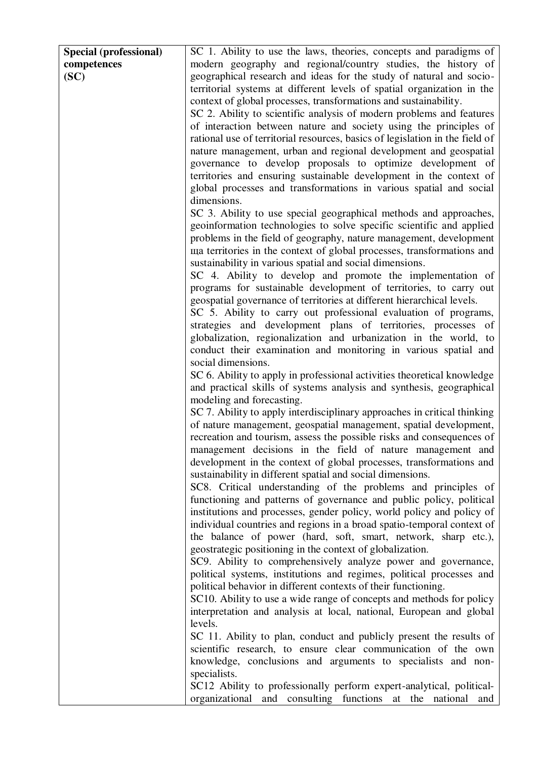| **Special (professional) competences (SC)** | SC 1. Ability to use the laws, theories, concepts and paradigms of modern geography and regional/country studies, the history of geographical research and ideas for the study of natural and socio-territorial systems at different levels of spatial organization in the context of global processes, transformations and sustainability.<br>SC 2. Ability to scientific analysis of modern problems and features of interaction between nature and society using the principles of rational use of territorial resources, basics of legislation in the field of nature management, urban and regional development and geospatial governance to develop proposals to optimize development of territories and ensuring sustainable development in the context of global processes and transformations in various spatial and social dimensions.<br>SC 3. Ability to use special geographical methods and approaches, geoinformation technologies to solve specific scientific and applied problems in the field of geography, nature management, development ща territories in the context of global processes, transformations and sustainability in various spatial and social dimensions.<br>SC 4. Ability to develop and promote the implementation of programs for sustainable development of territories, to carry out geospatial governance of territories at different hierarchical levels.<br>SC 5. Ability to carry out professional evaluation of programs, strategies and development plans of territories, processes of globalization, regionalization and urbanization in the world, to conduct their examination and monitoring in various spatial and social dimensions.<br>SC 6. Ability to apply in professional activities theoretical knowledge and practical skills of systems analysis and synthesis, geographical modeling and forecasting.<br>SC 7. Ability to apply interdisciplinary approaches in critical thinking of nature management, geospatial management, spatial development, recreation and tourism, assess the possible risks and consequences of management decisions in the field of nature management and development in the context of global processes, transformations and sustainability in different spatial and social dimensions.<br>SC8. Critical understanding of the problems and principles of functioning and patterns of governance and public policy, political institutions and processes, gender policy, world policy and policy of individual countries and regions in a broad spatio-temporal context of the balance of power (hard, soft, smart, network, sharp etc.), geostrategic positioning in the context of globalization.<br>SC9. Ability to comprehensively analyze power and governance, political systems, institutions and regimes, political processes and political behavior in different contexts of their functioning.<br>SC10. Ability to use a wide range of concepts and methods for policy interpretation and analysis at local, national, European and global levels.<br>SC 11. Ability to plan, conduct and publicly present the results of scientific research, to ensure clear communication of the own knowledge, conclusions and arguments to specialists and non-specialists.<br>SC12 Ability to professionally perform expert-analytical, political-organizational and consulting functions at the national and |
|---|---|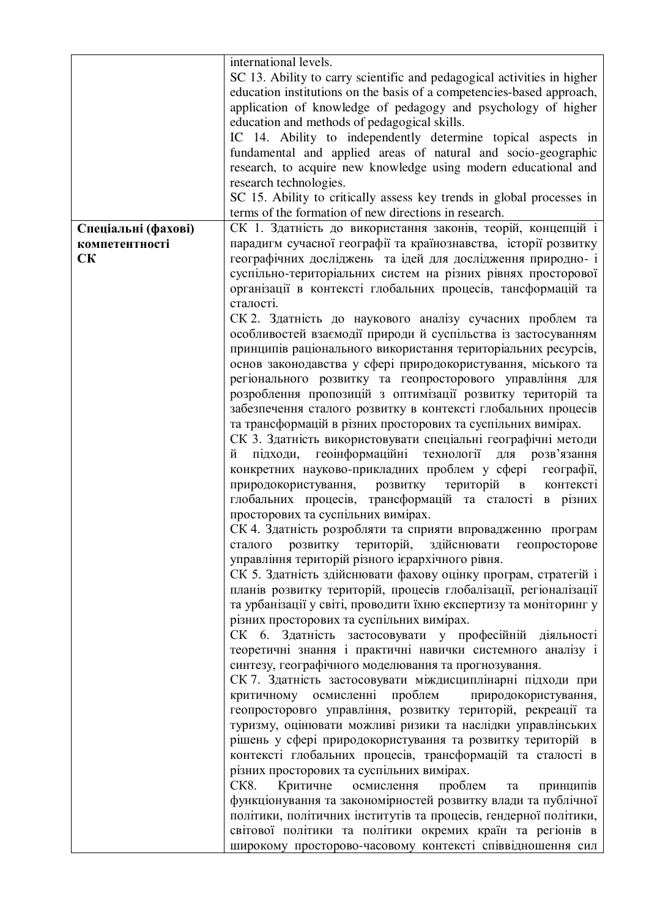| | |
|---|---|
| | international levels.<br>SC 13. Ability to carry scientific and pedagogical activities in higher education institutions on the basis of a competencies-based approach, application of knowledge of pedagogy and psychology of higher education and methods of pedagogical skills.<br>IC 14. Ability to independently determine topical aspects in fundamental and applied areas of natural and socio-geographic research, to acquire new knowledge using modern educational and research technologies.<br>SC 15. Ability to critically assess key trends in global processes in terms of the formation of new directions in research. |
| **Спеціальні (фахові) компетентності СК** | СК 1. Здатність до використання законів, теорій, концепцій і парадигм сучасної географії та країнознавства, історії розвитку географічних досліджень та ідей для дослідження природно- і суспільно-територіальних систем на різних рівнях просторової організації в контексті глобальних процесів, тансформацій та сталості.<br>СК 2. Здатність до наукового аналізу сучасних проблем та особливостей взаємодії природи й суспільства із застосуванням принципів раціонального використання територіальних ресурсів, основ законодавства у сфері природокористування, міського та регіонального розвитку та геопросторового управління для розроблення пропозицій з оптимізації розвитку територій та забезпечення сталого розвитку в контексті глобальних процесів та трансформацій в різних просторових та суспільних вимірах.<br>СК 3. Здатність використовувати спеціальні географічні методи й підходи, геоінформаційні технології для розв'язання конкретних науково-прикладних проблем у сфері географії, природокористування, розвитку територій в контексті глобальних процесів, трансформацій та сталості в різних просторових та суспільних вимірах.<br>СК 4. Здатність розробляти та сприяти впровадженню програм сталого розвитку територій, здійснювати геопросторове управління територій різного ієрархічного рівня.<br>СК 5. Здатність здійснювати фахову оцінку програм, стратегій і планів розвитку територій, процесів глобалізації, регіоналізації та урбанізації у світі, проводити їхню експертизу та моніторинг у різних просторових та суспільних вимірах.<br>СК 6. Здатність застосовувати у професійній діяльності теоретичні знання і практичні навички системного аналізу і синтезу, географічного моделювання та прогнозування.<br>СК 7. Здатність застосовувати міждисциплінарні підходи при критичному осмисленні проблем природокористування, геопросторовго управління, розвитку територій, рекреації та туризму, оцінювати можливі ризики та наслідки управлінських рішень у сфері природокористування та розвитку територій в контексті глобальних процесів, трансформацій та сталості в різних просторових та суспільних вимірах.<br>СК8. Критичне осмислення проблем та принципів функціонування та закономірностей розвитку влади та публічної політики, політичних інститутів та процесів, ґендерної політики, світової політики та політики окремих країн та регіонів в широкому просторово-часовому контексті співвідношення сил |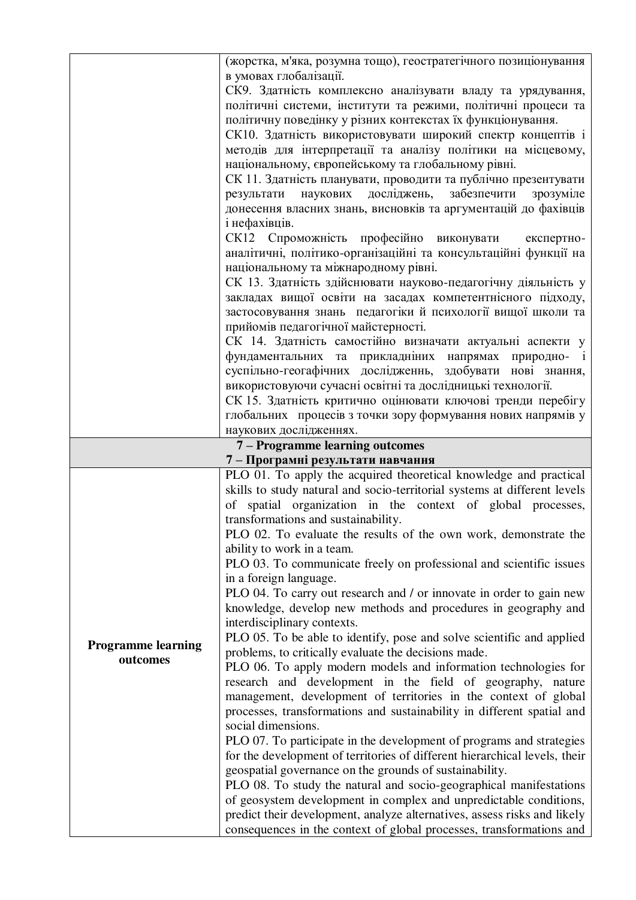| | |
|---|---|
| | (жорстка, м'яка, розумна тощо), геостратегічного позиціонування в умовах глобалізації.<br>СК9. Здатність комплексно аналізувати владу та урядування, політичні системи, інститути та режими, політичні процеси та політичну поведінку у різних контекстах їх функціонування.<br>СК10. Здатність використовувати широкий спектр концептів і методів для інтерпретації та аналізу політики на місцевому, національному, європейському та глобальному рівні.<br>СК 11. Здатність планувати, проводити та публічно презентувати результати наукових досліджень, забезпечити зрозуміле донесення власних знань, висновків та аргументацій до фахівців і нефахівців.<br>СК12 Спроможність професійно виконувати експертно-аналітичні, політико-організаційні та консультаційні функції на національному та міжнародному рівні.<br>СК 13. Здатність здійснювати науково-педагогічну діяльність у закладах вищої освіти на засадах компетентнісного підходу, застосовування знань педагогіки й психології вищої школи та прийомів педагогічної майстерності.<br>СК 14. Здатність самостійно визначати актуальні аспекти у фундаментальних та прикладніних напрямах природно- і суспільно-географічних дослідженнь, здобувати нові знання, використовуючи сучасні освітні та дослідницькі технології.<br>СК 15. Здатність критично оцінювати ключові тренди перебігу глобальних процесів з точки зору формування нових напрямів у наукових дослідженнях. |
| **7 – Programme learning outcomes**<br>**7 – Програмні результати навчання** | |
| **Programme learning outcomes** | PLO 01. To apply the acquired theoretical knowledge and practical skills to study natural and socio-territorial systems at different levels of spatial organization in the context of global processes, transformations and sustainability.<br>PLO 02. To evaluate the results of the own work, demonstrate the ability to work in a team.<br>PLO 03. To communicate freely on professional and scientific issues in a foreign language.<br>PLO 04. To carry out research and / or innovate in order to gain new knowledge, develop new methods and procedures in geography and interdisciplinary contexts.<br>PLO 05. To be able to identify, pose and solve scientific and applied problems, to critically evaluate the decisions made.<br>PLO 06. To apply modern models and information technologies for research and development in the field of geography, nature management, development of territories in the context of global processes, transformations and sustainability in different spatial and social dimensions.<br>PLO 07. To participate in the development of programs and strategies for the development of territories of different hierarchical levels, their geospatial governance on the grounds of sustainability.<br>PLO 08. To study the natural and socio-geographical manifestations of geosystem development in complex and unpredictable conditions, predict their development, analyze alternatives, assess risks and likely consequences in the context of global processes, transformations and |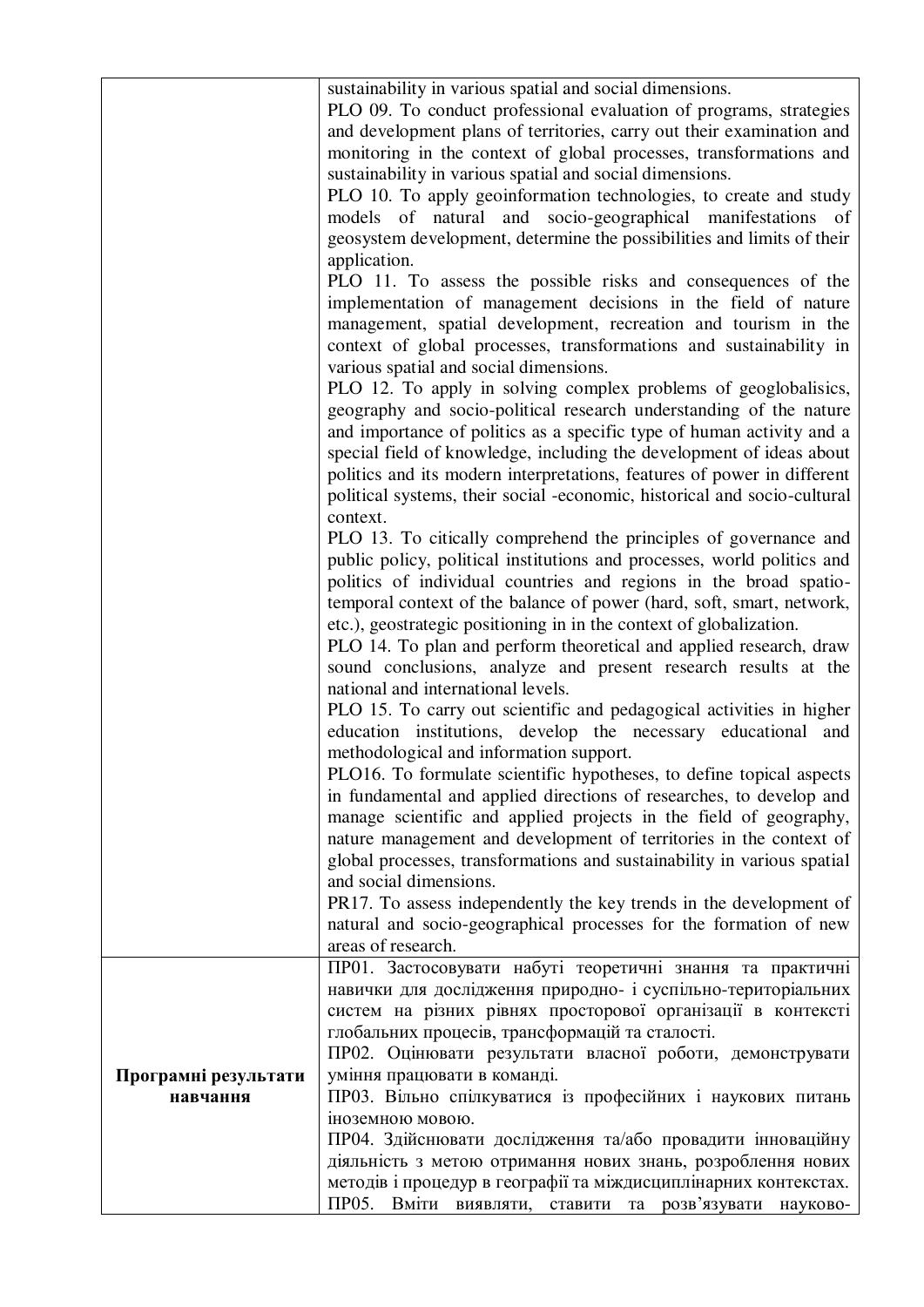| | |
|---|---|
| | sustainability in various spatial and social dimensions.<br>PLO 09. To conduct professional evaluation of programs, strategies and development plans of territories, carry out their examination and monitoring in the context of global processes, transformations and sustainability in various spatial and social dimensions.<br>PLO 10. To apply geoinformation technologies, to create and study models of natural and socio-geographical manifestations of geosystem development, determine the possibilities and limits of their application.<br>PLO 11. To assess the possible risks and consequences of the implementation of management decisions in the field of nature management, spatial development, recreation and tourism in the context of global processes, transformations and sustainability in various spatial and social dimensions.<br>PLO 12. To apply in solving complex problems of geoglobalisics, geography and socio-political research understanding of the nature and importance of politics as a specific type of human activity and a special field of knowledge, including the development of ideas about politics and its modern interpretations, features of power in different political systems, their social -economic, historical and socio-cultural context.<br>PLO 13. To citically comprehend the principles of governance and public policy, political institutions and processes, world politics and politics of individual countries and regions in the broad spatio-temporal context of the balance of power (hard, soft, smart, network, etc.), geostrategic positioning in in the context of globalization.<br>PLO 14. To plan and perform theoretical and applied research, draw sound conclusions, analyze and present research results at the national and international levels.<br>PLO 15. To carry out scientific and pedagogical activities in higher education institutions, develop the necessary educational and methodological and information support.<br>PLO16. To formulate scientific hypotheses, to define topical aspects in fundamental and applied directions of researches, to develop and manage scientific and applied projects in the field of geography, nature management and development of territories in the context of global processes, transformations and sustainability in various spatial and social dimensions.<br>PR17. To assess independently the key trends in the development of natural and socio-geographical processes for the formation of new areas of research. |
| **Програмні результати навчання** | ПР01. Застосовувати набуті теоретичні знання та практичні навички для дослідження природно- і суспільно-територіальних систем на різних рівнях просторової організації в контексті глобальних процесів, трансформацій та сталості.<br>ПР02. Оцінювати результати власної роботи, демонструвати уміння працювати в команді.<br>ПР03. Вільно спілкуватися із професійних і наукових питань іноземною мовою.<br>ПР04. Здійснювати дослідження та/або провадити інноваційну діяльність з метою отримання нових знань, розроблення нових методів і процедур в географії та міждисциплінарних контекстах.<br>ПР05. Вміти виявляти, ставити та розв'язувати науково- |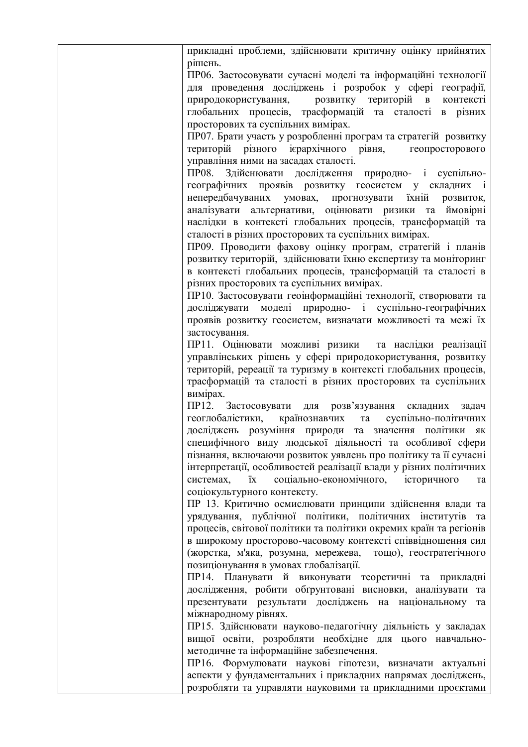| | прикладні проблеми, здійснювати критичну оцінку прийнятих рішень.<br>ПР06. Застосовувати сучасні моделі та інформаційні технології для проведення досліджень і розробок у сфері географії, природокористування, розвитку територій в контексті глобальних процесів, трасформацій та сталості в різних просторових та суспільних вимірах.<br>ПР07. Брати участь у розробленні програм та стратегій розвитку територій різного ієрархічного рівня, геопросторового управління ними на засадах сталості.<br>ПР08. Здійснювати дослідження природно- і суспільно-географічних проявів розвитку геосистем у складних і непередбачуваних умовах, прогнозувати їхній розвиток, аналізувати альтернативи, оцінювати ризики та ймовірні наслідки в контексті глобальних процесів, трансформацій та сталості в різних просторових та суспільних вимірах.<br>ПР09. Проводити фахову оцінку програм, стратегій і планів розвитку територій, здійснювати їхню експертизу та моніторинг в контексті глобальних процесів, трансформацій та сталості в різних просторових та суспільних вимірах.<br>ПР10. Застосовувати геоінформаційні технології, створювати та досліджувати моделі природно- і суспільно-географічних проявів розвитку геосистем, визначати можливості та межі їх застосування.<br>ПР11. Оцінювати можливі ризики та наслідки реалізації управлінських рішень у сфері природокористування, розвитку територій, ререації та туризму в контексті глобальних процесів, трасформацій та сталості в різних просторових та суспільних вимірах.<br>ПР12. Застосовувати для розв'язування складних задач геоглобалістики, країнознавчих та суспільно-політичних досліджень розуміння природи та значення політики як специфічного виду людської діяльності та особливої сфери пізнання, включаючи розвиток уявлень про політику та її сучасні інтерпретації, особливостей реалізації влади у різних політичних системах, їх соціально-економічного, історичного та соціокультурного контексту.<br>ПР 13. Критично осмислювати принципи здійснення влади та урядування, публічної політики, політичних інститутів та процесів, світової політики та політики окремих країн та регіонів в широкому просторово-часовому контексті співвідношення сил (жорстка, м'яка, розумна, мережева, тощо), геостратегічного позиціонування в умовах глобалізації.<br>ПР14. Планувати й виконувати теоретичні та прикладні дослідження, робити обгрунтовані висновки, аналізувати та презентувати результати досліджень на національному та міжнародному рівнях.<br>ПР15. Здійснювати науково-педагогічну діяльність у закладах вищої освіти, розробляти необхідне для цього навчально-методичне та інформаційне забезпечення.<br>ПР16. Формулювати наукові гіпотези, визначати актуальні аспекти у фундаментальних і прикладних напрямах досліджень, розробляти та управляти науковими та прикладними проєктами |
|---|---|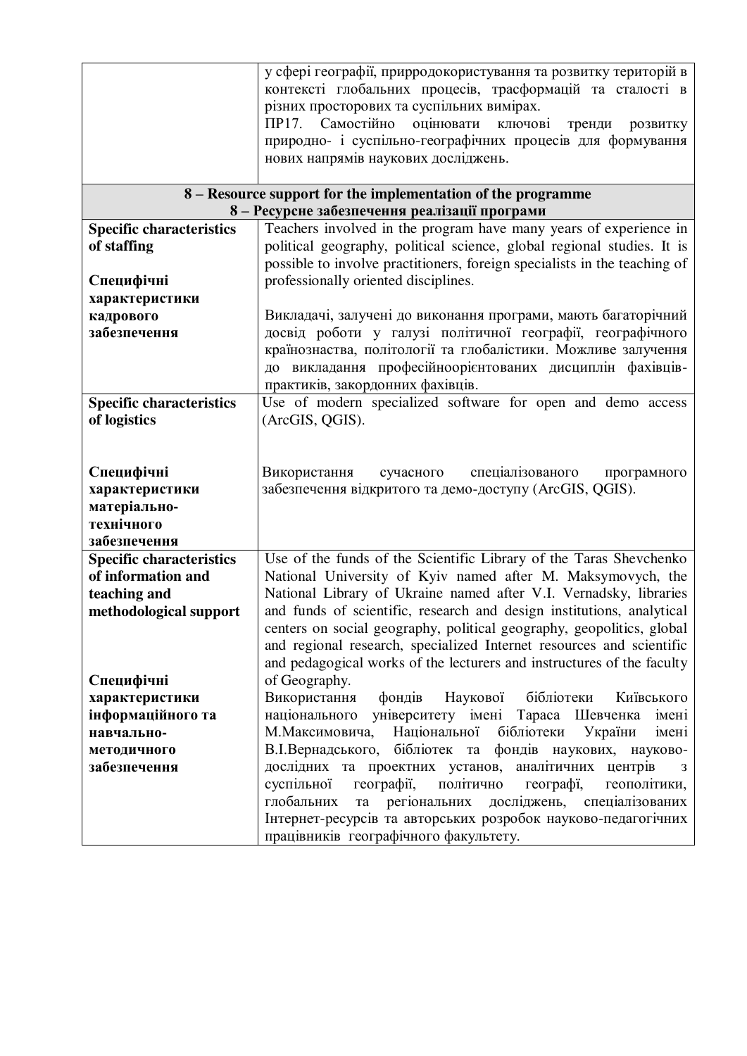| | |
|---|---|
| | у сфері географії, природокористування та розвитку територій в контексті глобальних процесів, трасформацій та сталості в різних просторових та суспільних вимірах.<br>ПР17. Самостійно оцінювати ключові тренди розвитку природно- і суспільно-географічних процесів для формування нових напрямів наукових досліджень. |
| **8 – Resource support for the implementation of the programme**<br>**8 – Ресурсне забезпечення реалізації програми** | |
| **Specific characteristics of staffing**<br><br>**Специфічні характеристики кадрового забезпечення** | Teachers involved in the program have many years of experience in political geography, political science, global regional studies. It is possible to involve practitioners, foreign specialists in the teaching of professionally oriented disciplines.<br><br>Викладачі, залучені до виконання програми, мають багаторічний досвід роботи у галузі політичної географії, географічного країнознаства, політології та глобалістики. Можливе залучення до викладання професійноорієнтованих дисциплін фахівців-практиків, закордонних фахівців. |
| **Specific characteristics of logistics**<br><br>**Специфічні характеристики матеріально-технічного забезпечення** | Use of modern specialized software for open and demo access (ArcGIS, QGIS).<br><br>Використання сучасного спеціалізованого програмного забезпечення відкритого та демо-доступу (ArcGIS, QGIS). |
| **Specific characteristics of information and teaching and methodological support**<br><br>**Специфічні характеристики інформаційного та навчально-методичного забезпечення** | Use of the funds of the Scientific Library of the Taras Shevchenko National University of Kyiv named after M. Maksymovych, the National Library of Ukraine named after V.I. Vernadsky, libraries and funds of scientific, research and design institutions, analytical centers on social geography, political geography, geopolitics, global and regional research, specialized Internet resources and scientific and pedagogical works of the lecturers and instructures of the faculty of Geography.<br>Використання фондів Наукової бібліотеки Київського національного університету імені Тараса Шевченка імені М.Максимовича, Національної бібліотеки України імені В.І.Вернадського, бібліотек та фондів наукових, науково-дослідних та проектних установ, аналітичних центрів з суспільної географії, політично географї, геополітики, глобальних та регіональних досліджень, спеціалізованих Інтернет-ресурсів та авторських розробок науково-педагогічних працівників географічного факультету. |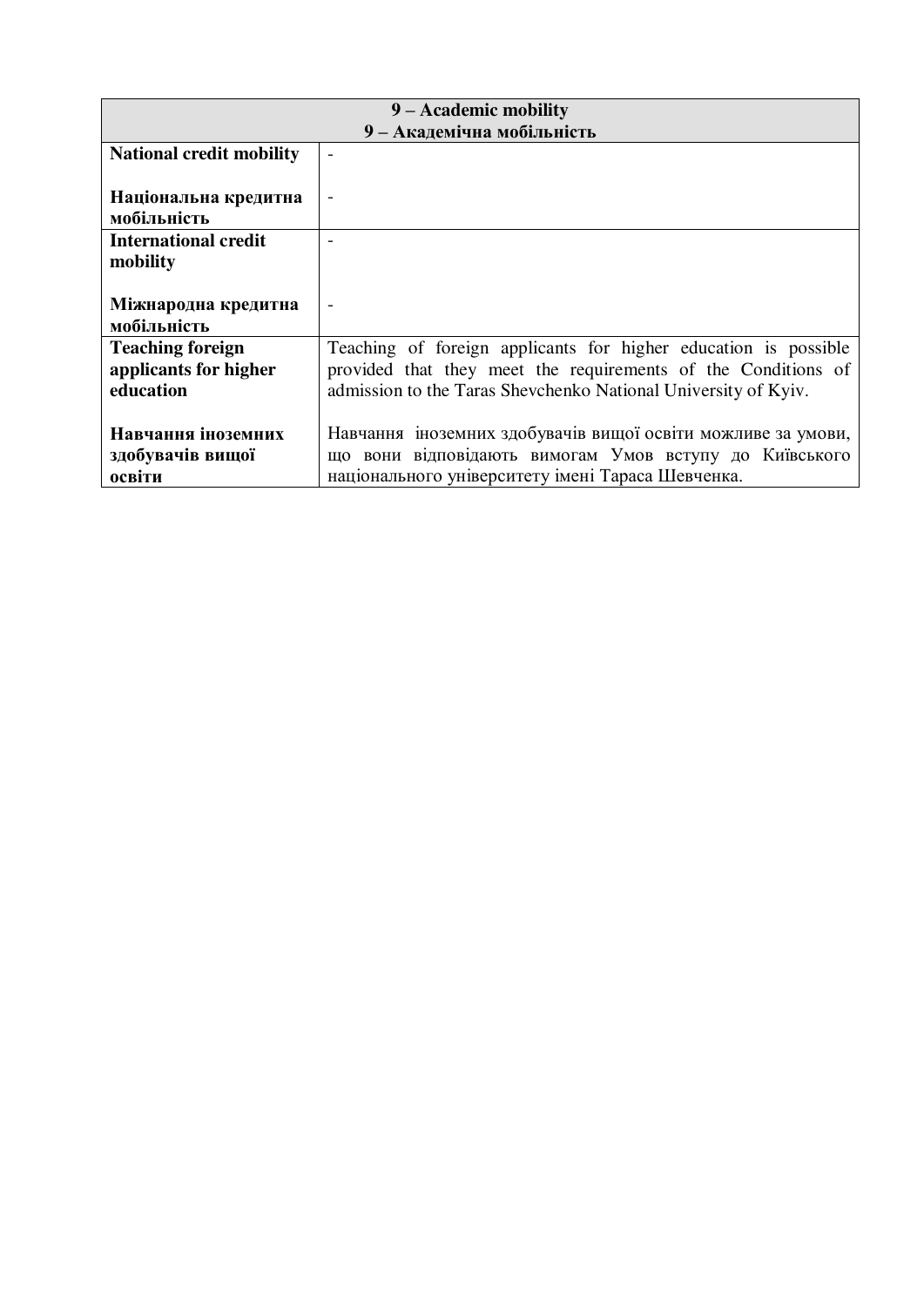| 9 – Academic mobility<br>9 – Академічна мобільність | |
|---|---|
| **National credit mobility**<br><br>**Національна кредитна мобільність** | -<br><br>- |
| **International credit mobility**<br><br>**Міжнародна кредитна мобільність** | -<br><br>- |
| **Teaching foreign applicants for higher education**<br><br>**Навчання іноземних здобувачів вищої освіти** | Teaching of foreign applicants for higher education is possible provided that they meet the requirements of the Conditions of admission to the Taras Shevchenko National University of Kyiv.<br><br>Навчання іноземних здобувачів вищої освіти можливе за умови, що вони відповідають вимогам Умов вступу до Київського національного університету імені Тараса Шевченка. |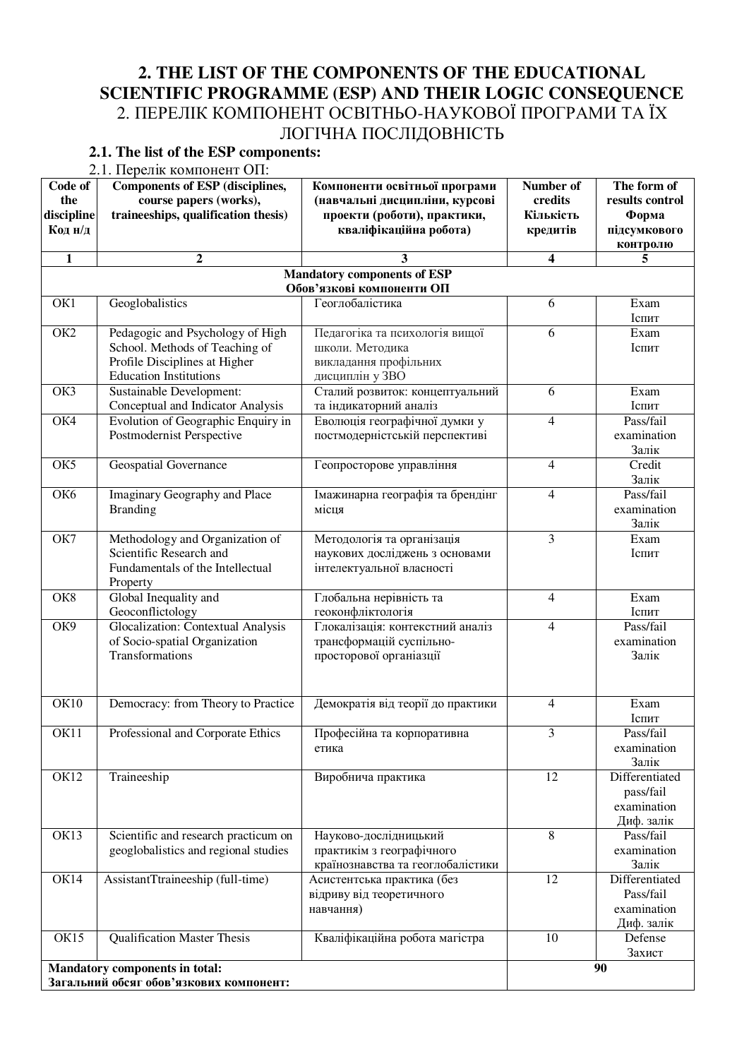## 2. THE LIST OF THE COMPONENTS OF THE EDUCATIONAL SCIENTIFIC PROGRAMME (ESP) AND THEIR LOGIC CONSEQUENCE

## 2. ПЕРЕЛІК КОМПОНЕНТ ОСВІТНЬО-НАУКОВОЇ ПРОГРАМИ ТА ЇХ ЛОГІЧНА ПОСЛІДОВНІСТЬ

### 2.1. The list of the ESP components:

2.1. Перелік компонент ОП:

| Code of the discipline Код н/д | Components of ESP (disciplines, course papers (works), traineeships, qualification thesis) | Компоненти освітньої програми (навчальні дисципліни, курсові проекти (роботи), практики, кваліфікаційна робота) | Number of credits Кількість кредитів | The form of results control Форма підсумкового контролю |
|---|---|---|---|---|
| 1 | 2 | 3 | 4 | 5 |
| **Mandatory components of ESP Обов'язкові компоненти ОП** | | | | |
| ОК1 | Geoglobalistics | Геоглобалістика | 6 | Exam Іспит |
| ОК2 | Pedagogic and Psychology of High School. Methods of Teaching of Profile Disciplines at Higher Education Institutions | Педагогіка та психологія вищої школи. Методика викладання профільних дисциплін у ЗВО | 6 | Exam Іспит |
| ОК3 | Sustainable Development: Conceptual and Indicator Analysis | Сталий розвиток: концептуальний та індикаторний аналіз | 6 | Exam Іспит |
| ОК4 | Evolution of Geographic Enquiry in Postmodernist Perspective | Еволюція географічної думки у постмодерністській перспективі | 4 | Pass/fail examination Залік |
| ОК5 | Geospatial Governance | Геопросторове управління | 4 | Credit Залік |
| ОК6 | Imaginary Geography and Place Branding | Імажинарна географія та брендінг місця | 4 | Pass/fail examination Залік |
| ОК7 | Methodology and Organization of Scientific Research and Fundamentals of the Intellectual Property | Методологія та організація наукових досліджень з основами інтелектуальної власності | 3 | Exam Іспит |
| ОК8 | Global Inequality and Geoconflictology | Глобальна нерівність та геоконфліктологія | 4 | Exam Іспит |
| ОК9 | Glocalization: Contextual Analysis of Socio-spatial Organization Transformations | Глокалізація: контекстний аналіз трансформацій суспільно-просторової організації | 4 | Pass/fail examination Залік |
| ОК10 | Democracy: from Theory to Practice | Демократія від теорії до практики | 4 | Exam Іспит |
| ОК11 | Professional and Corporate Ethics | Професійна та корпоративна етика | 3 | Pass/fail examination Залік |
| ОК12 | Traineeship | Виробнича практика | 12 | Differentiated pass/fail examination Диф. залік |
| ОК13 | Scientific and research practicum on geoglobalistics and regional studies | Науково-дослідницький практикім з географічного країнознавства та геоглобалістики | 8 | Pass/fail examination Залік |
| ОК14 | AssistantTtraineeship (full-time) | Асистентська практика (без відриву від теоретичного навчання) | 12 | Differentiated Pass/fail examination Диф. залік |
| ОК15 | Qualification Master Thesis | Кваліфікаційна робота магістра | 10 | Defense Захист |
| **Mandatory components in total: Загальний обсяг обов'язкових компонент:** | | | **90** | |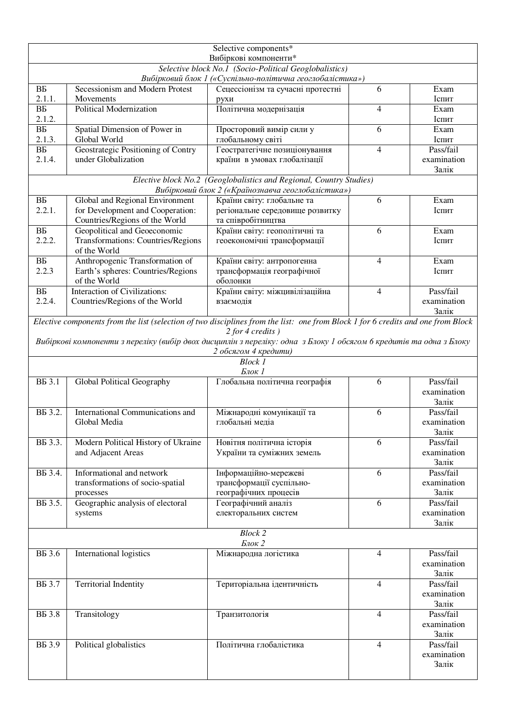| | | | | |
|---|---|---|---|---|
| Selective components*<br>Вибіркові компоненти* | | | | |
| *Selective block No.1 (Socio-Political Geoglobalistics)*<br>*Вибірковий блок 1 («Суспільно-політична геоглобалістика»)* | | | | |
| ВБ 2.1.1. | Secessionism and Modern Protest Movements | Сецессіонізм та сучасні протестні рухи | 6 | Exam<br>Іспит |
| ВБ 2.1.2. | Political Modernization | Політична модернізація | 4 | Exam<br>Іспит |
| ВБ 2.1.3. | Spatial Dimension of Power in Global World | Просторовий вимір сили у глобальному світі | 6 | Exam<br>Іспит |
| ВБ 2.1.4. | Geostrategic Positioning of Contry under Globalization | Геостратегічне позиціонування країни в умовах глобалізації | 4 | Pass/fail examination<br>Залік |
| *Elective block No.2 (Geoglobalistics and Regional, Country Studies)*<br>*Вибірковий блок 2 («Країнознавча геоглобалістика»)* | | | | |
| ВБ 2.2.1. | Global and Regional Environment for Development and Cooperation: Countries/Regions of the World | Країни світу: глобальне та регіональне середовище розвитку та співробітництва | 6 | Exam<br>Іспит |
| ВБ 2.2.2. | Geopolitical and Geoeconomic Transformations: Countries/Regions of the World | Країни світу: геополітичні та геоекономічні трансформації | 6 | Exam<br>Іспит |
| ВБ 2.2.3 | Anthropogenic Transformation of Earth's spheres: Countries/Regions of the World | Країни світу: антропогенна трансформація географічної оболонки | 4 | Exam<br>Іспит |
| ВБ 2.2.4. | Interaction of Civilizations: Countries/Regions of the World | Країни світу: міжцивілізаційна взаємодія | 4 | Pass/fail examination<br>Залік |
| *Elective components from the list (selection of two disciplines from the list: one from Block 1 for 6 credits and one from Block 2 for 4 credits )*<br>*Вибіркові компоненти з переліку (вибір двох дисциплін з переліку: одна з Блоку 1 обсягом 6 кредитів та одна з Блоку 2 обсягом 4 кредити)* | | | | |
| *Block 1*<br>*Блок 1* | | | | |
| ВБ 3.1 | Global Political Geography | Глобальна політична географія | 6 | Pass/fail examination<br>Залік |
| ВБ 3.2. | International Communications and Global Media | Міжнародні комунікації та глобальні медіа | 6 | Pass/fail examination<br>Залік |
| ВБ 3.3. | Modern Political History of Ukraine and Adjacent Areas | Новітня політична історія України та суміжних земель | 6 | Pass/fail examination<br>Залік |
| ВБ 3.4. | Informational and network transformations of socio-spatial processes | Інформаційно-мережеві трансформації суспільно-географічних процесів | 6 | Pass/fail examination<br>Залік |
| ВБ 3.5. | Geographic analysis of electoral systems | Географічний аналіз електоральних систем | 6 | Pass/fail examination<br>Залік |
| *Block 2*<br>*Блок 2* | | | | |
| ВБ 3.6 | International logistics | Міжнародна логістика | 4 | Pass/fail examination<br>Залік |
| ВБ 3.7 | Territorial Indentity | Територіальна ідентичність | 4 | Pass/fail examination<br>Залік |
| ВБ 3.8 | Transitology | Транзитологія | 4 | Pass/fail examination<br>Залік |
| ВБ 3.9 | Political globalistics | Політична глобалістика | 4 | Pass/fail examination<br>Залік |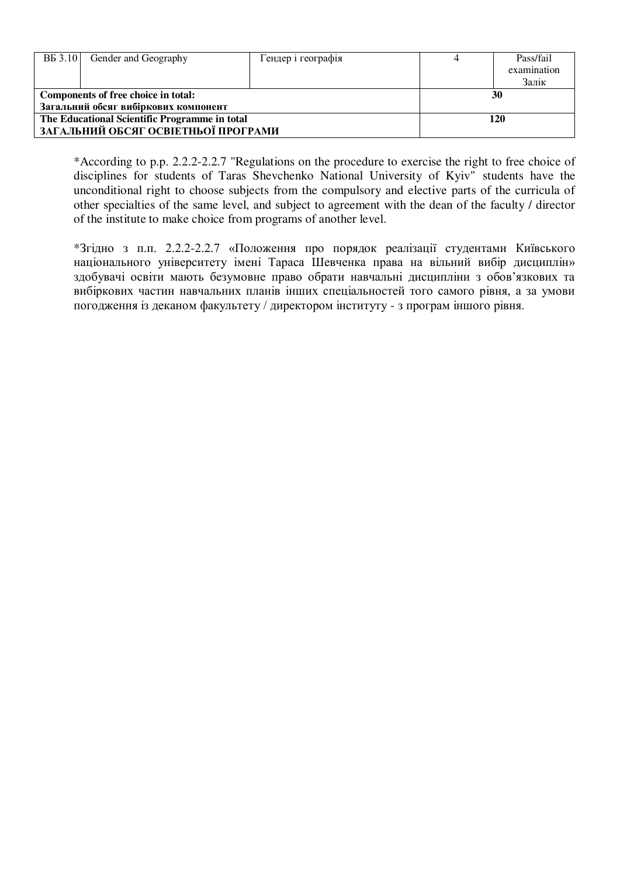| ВБ 3.10 | Gender and Geography | Гендер і географія | 4 | Pass/fail examination Залік |
|---|---|---|---|---|
| **Components of free choice in total:** **Загальний обсяг вибіркових компонент** | | | **30** | |
| **The Educational Scientific Programme in total** **ЗАГАЛЬНИЙ ОБСЯГ ОСВІТНЬОЇ ПРОГРАМИ** | | | **120** | |

*According to p.p. 2.2.2-2.2.7 "Regulations on the procedure to exercise the right to free choice of disciplines for students of Taras Shevchenko National University of Kyiv" students have the unconditional right to choose subjects from the compulsory and elective parts of the curricula of other specialties of the same level, and subject to agreement with the dean of the faculty / director of the institute to make choice from programs of another level.

*Згідно з п.п. 2.2.2-2.2.7 «Положення про порядок реалізації студентами Київського національного університету імені Тараса Шевченка права на вільний вибір дисциплін» здобувачі освіти мають безумовне право обрати навчальні дисципліни з обов'язкових та вибіркових частин навчальних планів інших спеціальностей того самого рівня, а за умови погодження із деканом факультету / директором інституту - з програм іншого рівня.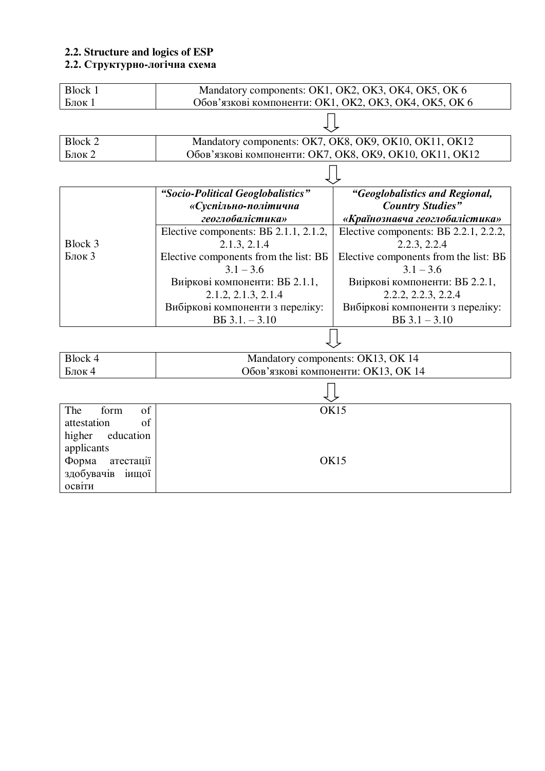**2.2. Structure and logics of ESP**
**2.2. Структурно-логічна схема**

| Block 1<br>Блок 1 | Mandatory components: OK1, OK2, OK3, OK4, OK5, OK 6<br>Обов'язкові компоненти: OK1, OK2, OK3, OK4, OK5, OK 6 |
|---|---|

⇩

| Block 2<br>Блок 2 | Mandatory components: OK7, OK8, OK9, OK10, OK11, OK12<br>Обов'язкові компоненти: OK7, OK8, OK9, OK10, OK11, OK12 |
|---|---|

⇩

| | ***"Socio-Political Geoglobalistics"<br>«Суспільно-політична геоглобалістика»*** | ***"Geoglobalistics and Regional, Country Studies"<br>«Країнознавча геоглобалістика»*** |
|---|---|---|
| Block 3<br>Блок 3 | Elective components: ВБ 2.1.1, 2.1.2, 2.1.3, 2.1.4<br>Elective components from the list: ВБ 3.1 – 3.6<br>Виіркові компоненти: ВБ 2.1.1, 2.1.2, 2.1.3, 2.1.4<br>Вибіркові компоненти з переліку: ВБ 3.1. – 3.10 | Elective components: ВБ 2.2.1, 2.2.2, 2.2.3, 2.2.4<br>Elective components from the list: ВБ 3.1 – 3.6<br>Виіркові компоненти: ВБ 2.2.1, 2.2.2, 2.2.3, 2.2.4<br>Вибіркові компоненти з переліку: ВБ 3.1 – 3.10 |

⇩

| Block 4<br>Блок 4 | Mandatory components: OK13, OK 14<br>Обов'язкові компоненти: OK13, OK 14 |
|---|---|

⇩

| The form of attestation of higher education applicants<br>Форма атестації здобувачів іищої освіти | OK15<br>OK15 |
|---|---|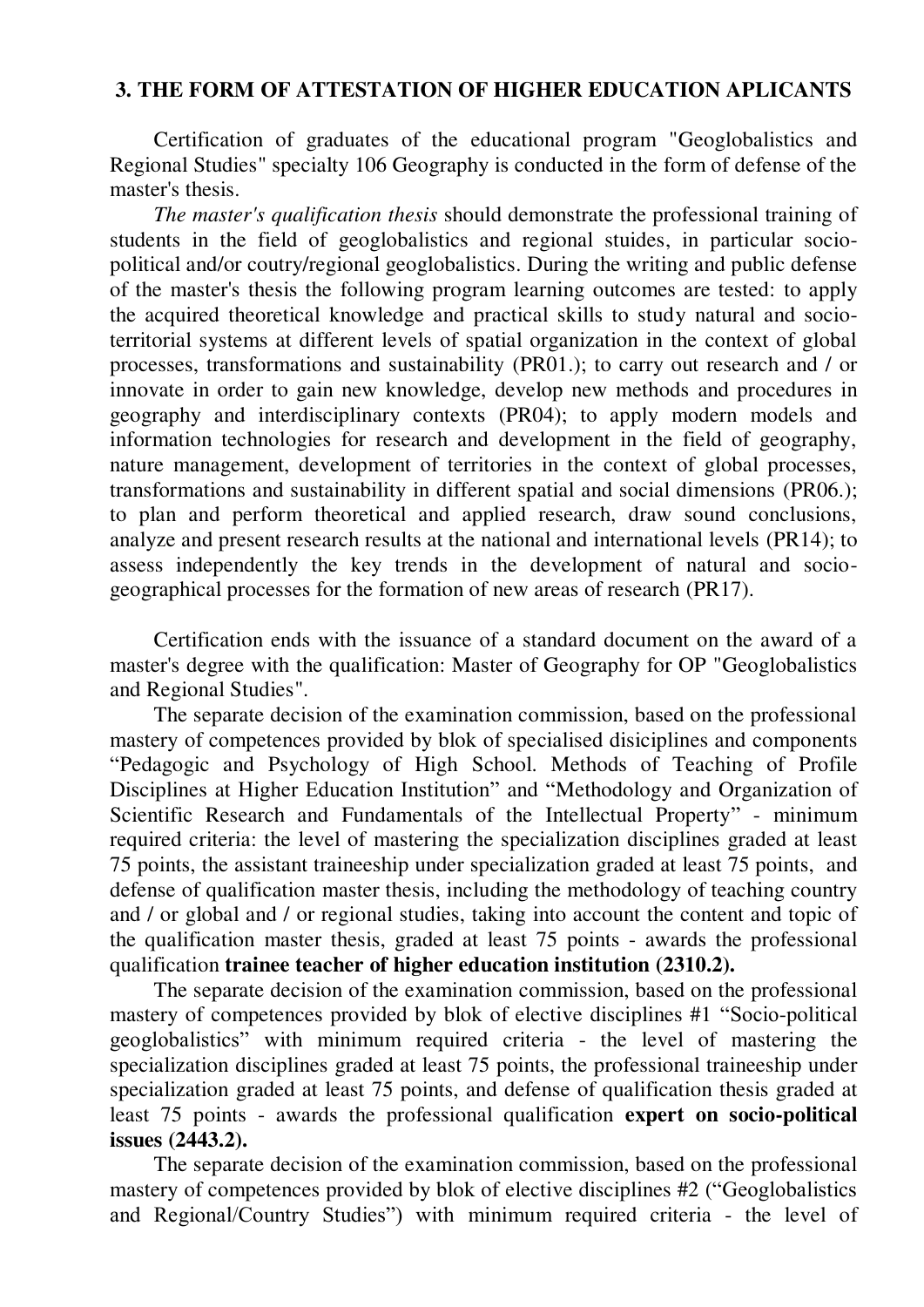## 3. THE FORM OF ATTESTATION OF HIGHER EDUCATION APLICANTS

Certification of graduates of the educational program "Geoglobalistics and Regional Studies" specialty 106 Geography is conducted in the form of defense of the master's thesis.

*The master's qualification thesis* should demonstrate the professional training of students in the field of geoglobalistics and regional stuides, in particular socio-political and/or coutry/regional geoglobalistics. During the writing and public defense of the master's thesis the following program learning outcomes are tested: to apply the acquired theoretical knowledge and practical skills to study natural and socio-territorial systems at different levels of spatial organization in the context of global processes, transformations and sustainability (PR01.); to carry out research and / or innovate in order to gain new knowledge, develop new methods and procedures in geography and interdisciplinary contexts (PR04); to apply modern models and information technologies for research and development in the field of geography, nature management, development of territories in the context of global processes, transformations and sustainability in different spatial and social dimensions (PR06.); to plan and perform theoretical and applied research, draw sound conclusions, analyze and present research results at the national and international levels (PR14); to assess independently the key trends in the development of natural and socio-geographical processes for the formation of new areas of research (PR17).

Certification ends with the issuance of a standard document on the award of a master's degree with the qualification: Master of Geography for OP "Geoglobalistics and Regional Studies".

The separate decision of the examination commission, based on the professional mastery of competences provided by blok of specialised disiciplines and components "Pedagogic and Psychology of High School. Methods of Teaching of Profile Disciplines at Higher Education Institution" and "Methodology and Organization of Scientific Research and Fundamentals of the Intellectual Property" - minimum required criteria: the level of mastering the specialization disciplines graded at least 75 points, the assistant traineeship under specialization graded at least 75 points, and defense of qualification master thesis, including the methodology of teaching country and / or global and / or regional studies, taking into account the content and topic of the qualification master thesis, graded at least 75 points - awards the professional qualification **trainee teacher of higher education institution (2310.2).**

The separate decision of the examination commission, based on the professional mastery of competences provided by blok of elective disciplines #1 "Socio-political geoglobalistics" with minimum required criteria - the level of mastering the specialization disciplines graded at least 75 points, the professional traineeship under specialization graded at least 75 points, and defense of qualification thesis graded at least 75 points - awards the professional qualification **expert on socio-political issues (2443.2).**

The separate decision of the examination commission, based on the professional mastery of competences provided by blok of elective disciplines #2 ("Geoglobalistics and Regional/Country Studies") with minimum required criteria - the level of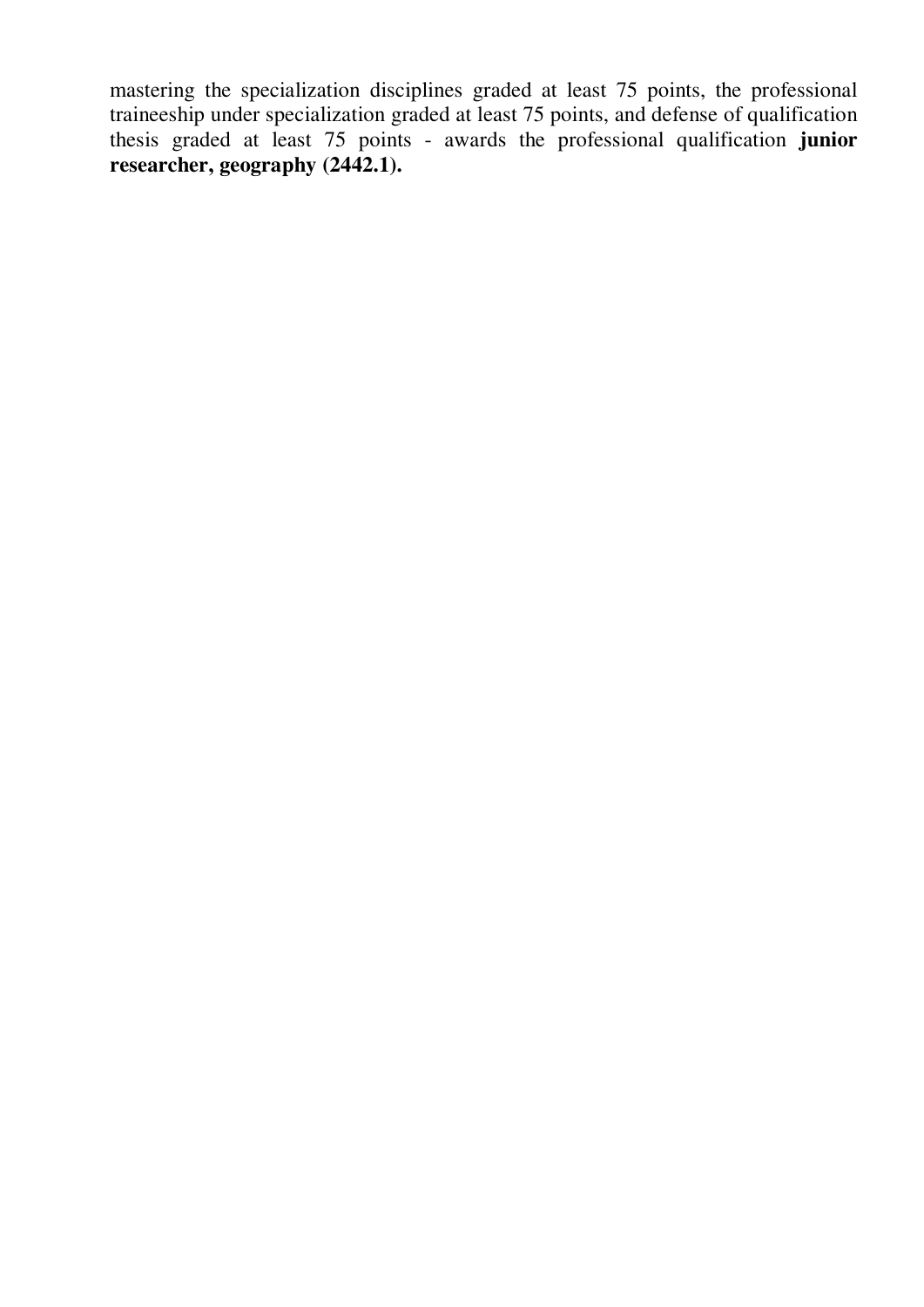mastering the specialization disciplines graded at least 75 points, the professional traineeship under specialization graded at least 75 points, and defense of qualification thesis graded at least 75 points - awards the professional qualification **junior researcher, geography (2442.1).**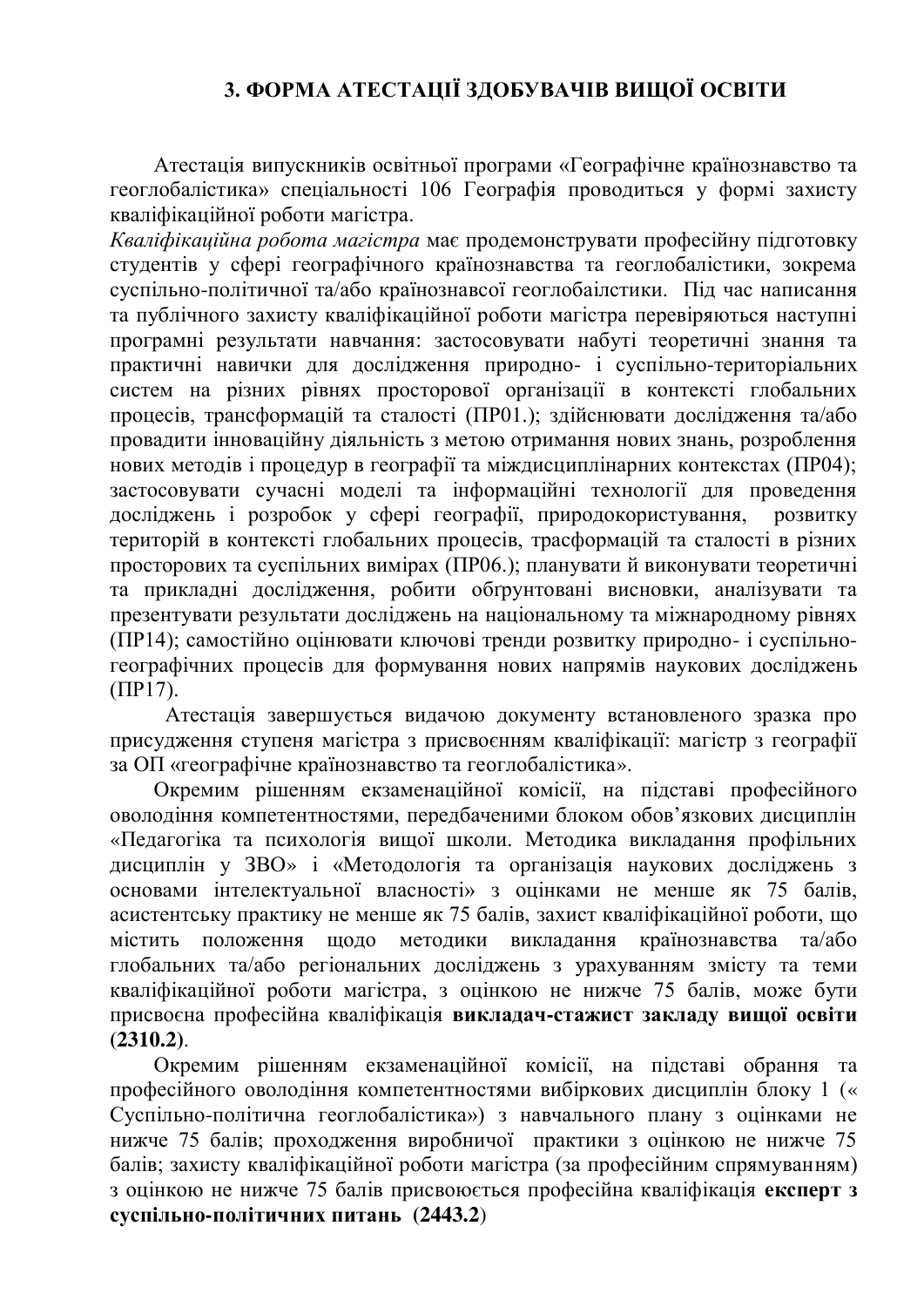# 3. ФОРМА АТЕСТАЦІЇ ЗДОБУВАЧІВ ВИЩОЇ ОСВІТИ

Атестація випускників освітньої програми «Географічне країнознавство та геоглобалістика» спеціальності 106 Географія проводиться у формі захисту кваліфікаційної роботи магістра.

*Кваліфікаційна робота магістра* має продемонструвати професійну підготовку студентів у сфері географічного країнознавства та геоглобалістики, зокрема суспільно-політичної та/або країнознавсої геоглобаілстики. Під час написання та публічного захисту кваліфікаційної роботи магістра перевіряються наступні програмні результати навчання: застосовувати набуті теоретичні знання та практичні навички для дослідження природно- і суспільно-територіальних систем на різних рівнях просторової організації в контексті глобальних процесів, трансформацій та сталості (ПР01.); здійснювати дослідження та/або провадити інноваційну діяльність з метою отримання нових знань, розроблення нових методів і процедур в географії та міждисциплінарних контекстах (ПР04); застосовувати сучасні моделі та інформаційні технології для проведення досліджень і розробок у сфері географії, природокористування, розвитку територій в контексті глобальних процесів, трасформацій та сталості в різних просторових та суспільних вимірах (ПР06.); планувати й виконувати теоретичні та прикладні дослідження, робити обґрунтовані висновки, аналізувати та презентувати результати досліджень на національному та міжнародному рівнях (ПР14); самостійно оцінювати ключові тренди розвитку природно- і суспільно-географічних процесів для формування нових напрямів наукових досліджень (ПР17).

Атестація завершується видачою документу встановленого зразка про присудження ступеня магістра з присвоєнням кваліфікації: магістр з географії за ОП «географічне країнознавство та геоглобалістика».

Окремим рішенням екзаменаційної комісії, на підставі професійного оволодіння компетентностями, передбаченими блоком обов'язкових дисциплін «Педагогіка та психологія вищої школи. Методика викладання профільних дисциплін у ЗВО» і «Методологія та організація наукових досліджень з основами інтелектуальної власності» з оцінками не менше як 75 балів, асистентську практику не менше як 75 балів, захист кваліфікаційної роботи, що містить положення щодо методики викладання країнознавства та/або глобальних та/або регіональних досліджень з урахуванням змісту та теми кваліфікаційної роботи магістра, з оцінкою не нижче 75 балів, може бути присвоєна професійна кваліфікація **викладач-стажист закладу вищої освіти (2310.2)**.

Окремим рішенням екзаменаційної комісії, на підставі обрання та професійного оволодіння компетентностями вибіркових дисциплін блоку 1 (« Суспільно-політична геоглобалістика») з навчального плану з оцінками не нижче 75 балів; проходження виробничої практики з оцінкою не нижче 75 балів; захисту кваліфікаційної роботи магістра (за професійним спрямуванням) з оцінкою не нижче 75 балів присвоюється професійна кваліфікація **експерт з суспільно-політичних питань (2443.2)**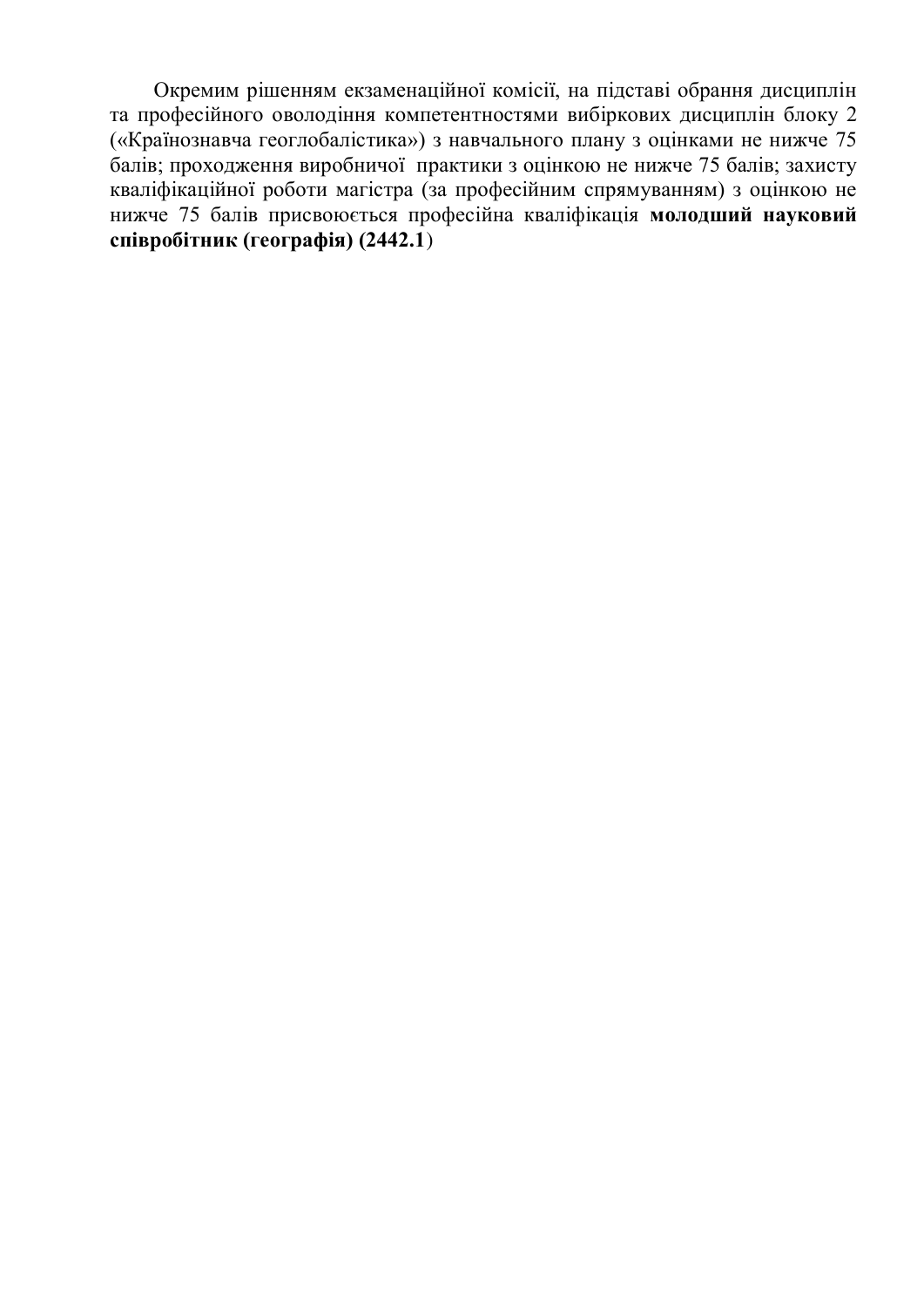Окремим рішенням екзаменаційної комісії, на підставі обрання дисциплін та професійного оволодіння компетентностями вибіркових дисциплін блоку 2 («Країнознавча геоглобалістика») з навчального плану з оцінками не нижче 75 балів; проходження виробничої практики з оцінкою не нижче 75 балів; захисту кваліфікаційної роботи магістра (за професійним спрямуванням) з оцінкою не нижче 75 балів присвоюється професійна кваліфікація **молодший науковий співробітник (географія) (2442.1**)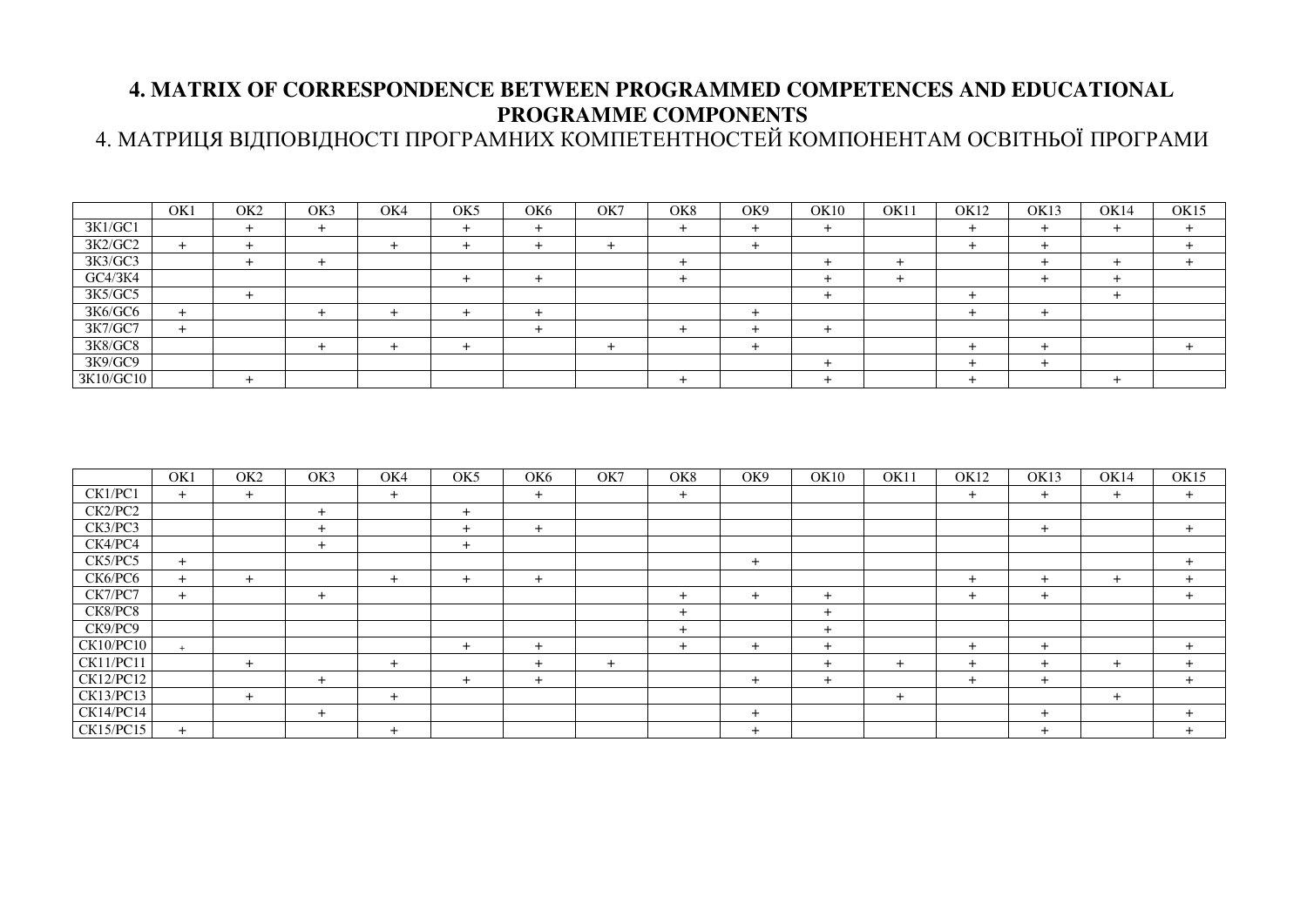# 4. MATRIX OF CORRESPONDENCE BETWEEN PROGRAMMED COMPETENCES AND EDUCATIONAL PROGRAMME COMPONENTS

4. МАТРИЦЯ ВІДПОВІДНОСТІ ПРОГРАМНИХ КОМПЕТЕНТНОСТЕЙ КОМПОНЕНТАМ ОСВІТНЬОЇ ПРОГРАМИ

| | OK1 | OK2 | OK3 | OK4 | OK5 | OK6 | OK7 | OK8 | OK9 | OK10 | OK11 | OK12 | OK13 | OK14 | OK15 |
|---|---|---|---|---|---|---|---|---|---|---|---|---|---|---|---|
| ЗК1/GC1 | | + | + | | + | + | | + | + | + | | + | + | + | + |
| ЗК2/GC2 | + | + | | + | + | + | + | | + | | | + | + | | + |
| ЗК3/GC3 | | + | + | | | | | + | | + | + | | + | + | + |
| GC4/ЗК4 | | | | | + | + | | + | | + | + | | + | + | |
| ЗК5/GC5 | | + | | | | | | | | + | | + | | + | |
| ЗК6/GC6 | + | | + | + | + | + | | | + | | | + | + | | |
| ЗК7/GC7 | + | | | | | + | | + | + | + | | | | | |
| ЗК8/GC8 | | | + | + | + | | + | | + | | | + | + | | + |
| ЗК9/GC9 | | | | | | | | | | + | | + | + | | |
| ЗК10/GC10 | | + | | | | | | + | | + | | + | | + | |

| | OK1 | OK2 | OK3 | OK4 | OK5 | OK6 | OK7 | OK8 | OK9 | OK10 | OK11 | OK12 | OK13 | OK14 | OK15 |
|---|---|---|---|---|---|---|---|---|---|---|---|---|---|---|---|
| СК1/PC1 | + | + | | + | | + | | + | | | | + | + | + | + |
| СК2/PC2 | | | + | | + | | | | | | | | | | |
| СК3/PC3 | | | + | | + | + | | | | | | | + | | + |
| СК4/PC4 | | | + | | + | | | | | | | | | | |
| СК5/PC5 | + | | | | | | | | + | | | | | | + |
| СК6/PC6 | + | + | | + | + | + | | | | | | + | + | + | + |
| СК7/PC7 | + | | + | | | | | + | + | + | | + | + | | + |
| СК8/PC8 | | | | | | | | + | | + | | | | | |
| СК9/PC9 | | | | | | | | + | | + | | | | | |
| СК10/PC10 | + | | | | + | + | | + | + | + | | + | + | | + |
| СК11/PC11 | | + | | + | | + | + | | | + | + | + | + | + | + |
| СК12/PC12 | | | + | | + | + | | | + | + | | + | + | | + |
| СК13/PC13 | | + | | + | | | | | | | + | | | + | |
| СК14/PC14 | | | + | | | | | | + | | | | + | | + |
| СК15/PC15 | + | | | + | | | | | + | | | | + | | + |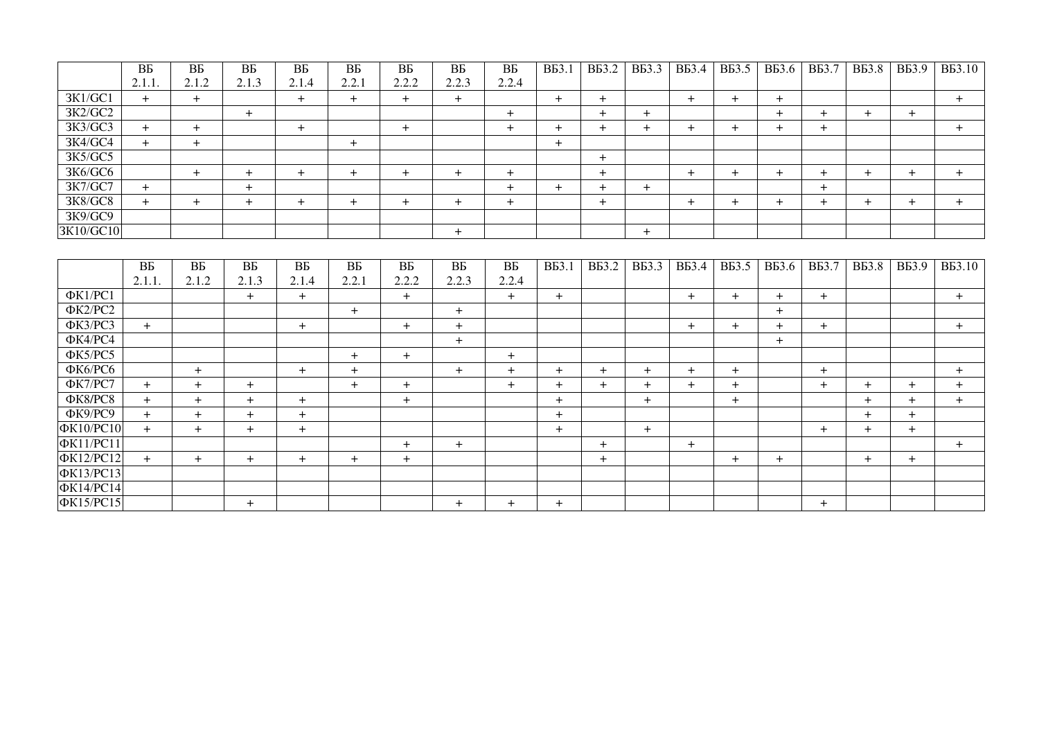| | ВБ 2.1.1. | ВБ 2.1.2 | ВБ 2.1.3 | ВБ 2.1.4 | ВБ 2.2.1 | ВБ 2.2.2 | ВБ 2.2.3 | ВБ 2.2.4 | ВБ3.1 | ВБ3.2 | ВБ3.3 | ВБ3.4 | ВБ3.5 | ВБ3.6 | ВБ3.7 | ВБ3.8 | ВБ3.9 | ВБ3.10 |
|---|---|---|---|---|---|---|---|---|---|---|---|---|---|---|---|---|---|---|
| ЗК1/GC1 | + | + | | + | + | + | + | | + | + | | + | + | + | | | | + |
| ЗК2/GC2 | | | + | | | | | + | | + | + | | | + | + | + | + | |
| ЗК3/GC3 | + | + | | + | | + | | + | + | + | + | + | + | + | + | | | + |
| ЗК4/GC4 | + | + | | | + | | | | + | | | | | | | | | |
| ЗК5/GC5 | | | | | | | | | | + | | | | | | | | |
| ЗК6/GC6 | | + | + | + | + | + | + | + | | + | | + | + | + | + | + | + | + |
| ЗК7/GC7 | + | | + | | | | | + | + | + | + | | | | + | | | |
| ЗК8/GC8 | + | + | + | + | + | + | + | + | | + | | + | + | + | + | + | + | + |
| ЗК9/GC9 | | | | | | | | | | | | | | | | | | |
| ЗК10/GC10 | | | | | | | + | | | | + | | | | | | | |

| | ВБ 2.1.1. | ВБ 2.1.2 | ВБ 2.1.3 | ВБ 2.1.4 | ВБ 2.2.1 | ВБ 2.2.2 | ВБ 2.2.3 | ВБ 2.2.4 | ВБ3.1 | ВБ3.2 | ВБ3.3 | ВБ3.4 | ВБ3.5 | ВБ3.6 | ВБ3.7 | ВБ3.8 | ВБ3.9 | ВБ3.10 |
|---|---|---|---|---|---|---|---|---|---|---|---|---|---|---|---|---|---|---|
| ФК1/PC1 | | | + | + | | + | | + | + | | | + | + | + | + | | | + |
| ФК2/PC2 | | | | | + | | + | | | | | | | + | | | | |
| ФК3/PC3 | + | | | + | | + | + | | | | | + | + | + | + | | | + |
| ФК4/PC4 | | | | | | | + | | | | | | | + | | | | |
| ФК5/PC5 | | | | | + | + | | + | | | | | | | | | | |
| ФК6/PC6 | | + | | + | + | | + | + | + | + | + | + | + | | + | | | + |
| ФК7/PC7 | + | + | + | | + | + | | + | + | + | + | + | + | | + | + | + | + |
| ФК8/PC8 | + | + | + | + | | + | | | + | | + | | + | | | + | + | + |
| ФК9/PC9 | + | + | + | + | | | | | + | | | | | | | + | + | |
| ФК10/PC10 | + | + | + | + | | | | | + | | + | | | | + | + | + | |
| ФК11/PC11 | | | | | | + | + | | | + | | + | | | | | | + |
| ФК12/PC12 | + | + | + | + | + | + | | | | + | | | + | + | | + | + | |
| ФК13/PC13 | | | | | | | | | | | | | | | | | | |
| ФК14/PC14 | | | | | | | | | | | | | | | | | | |
| ФК15/PC15 | | | + | | | | + | + | + | | | | | | + | | | |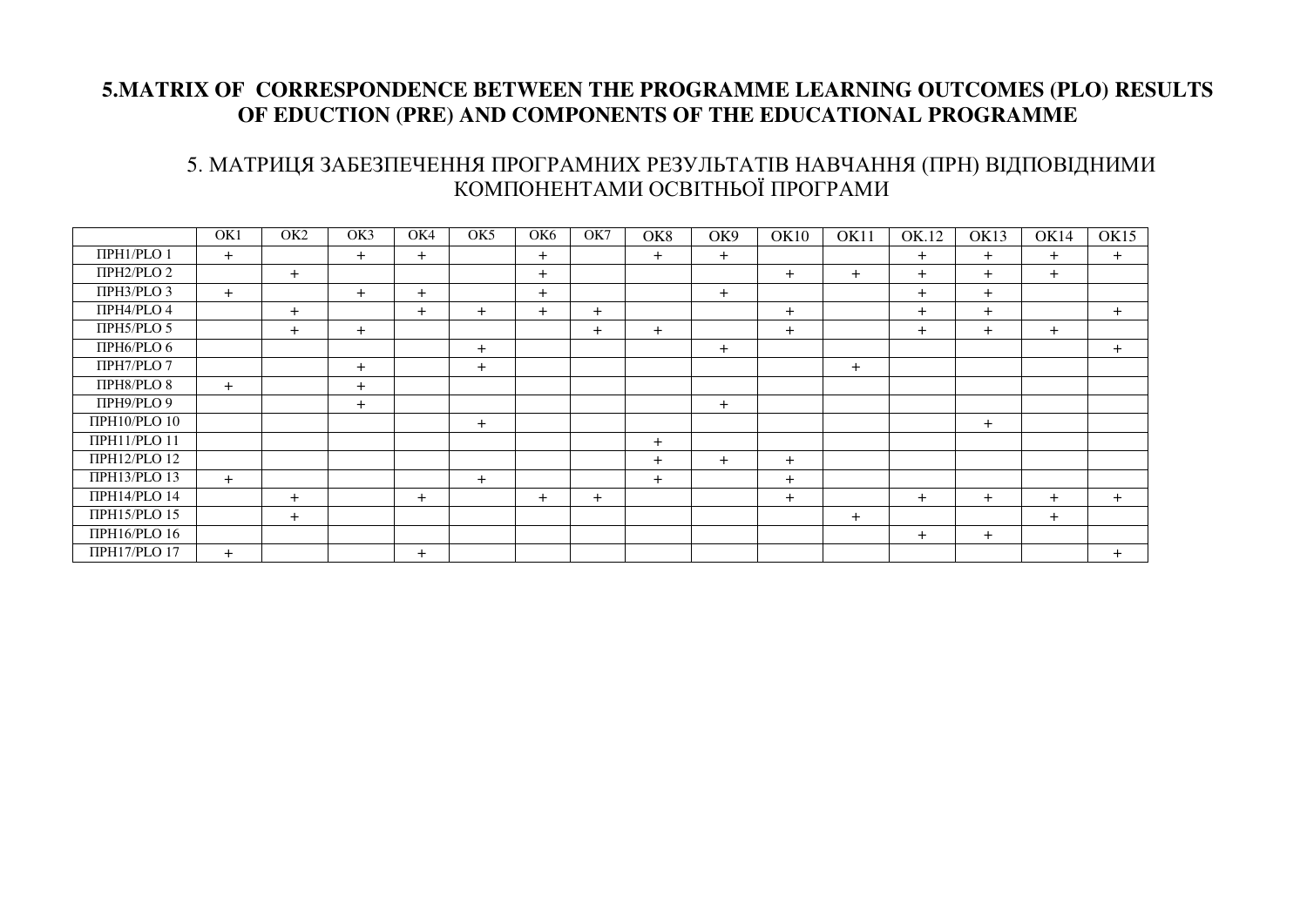## 5.MATRIX OF CORRESPONDENCE BETWEEN THE PROGRAMME LEARNING OUTCOMES (PLO) RESULTS OF EDUCTION (PRE) AND COMPONENTS OF THE EDUCATIONAL PROGRAMME

## 5. МАТРИЦЯ ЗАБЕЗПЕЧЕННЯ ПРОГРАМНИХ РЕЗУЛЬТАТІВ НАВЧАННЯ (ПРН) ВІДПОВІДНИМИ КОМПОНЕНТАМИ ОСВІТНЬОЇ ПРОГРАМИ

| | ОК1 | ОК2 | ОК3 | ОК4 | ОК5 | ОК6 | ОК7 | ОК8 | ОК9 | ОК10 | ОК11 | ОК.12 | ОК13 | ОК14 | ОК15 |
|---|---|---|---|---|---|---|---|---|---|---|---|---|---|---|---|
| ПРН1/PLO 1 | + | | + | + | | + | | + | + | | | + | + | + | + |
| ПРН2/PLO 2 | | + | | | | + | | | | + | + | + | + | + | |
| ПРН3/PLO 3 | + | | + | + | | + | | | + | | | + | + | | |
| ПРН4/PLO 4 | | + | | + | + | + | + | | | + | | + | + | | + |
| ПРН5/PLO 5 | | + | + | | | | + | + | | + | | + | + | + | |
| ПРН6/PLO 6 | | | | | + | | | | + | | | | | | + |
| ПРН7/PLO 7 | | | + | | + | | | | | | + | | | | |
| ПРН8/PLO 8 | + | | + | | | | | | | | | | | | |
| ПРН9/PLO 9 | | | + | | | | | | + | | | | | | |
| ПРН10/PLO 10 | | | | | + | | | | | | | | + | | |
| ПРН11/PLO 11 | | | | | | | | + | | | | | | | |
| ПРН12/PLO 12 | | | | | | | | + | + | + | | | | | |
| ПРН13/PLO 13 | + | | | | + | | | + | | + | | | | | |
| ПРН14/PLO 14 | | + | | + | | + | + | | | + | | + | + | + | + |
| ПРН15/PLO 15 | | + | | | | | | | | | + | | | + | |
| ПРН16/PLO 16 | | | | | | | | | | | | + | + | | |
| ПРН17/PLO 17 | + | | | + | | | | | | | | | | | + |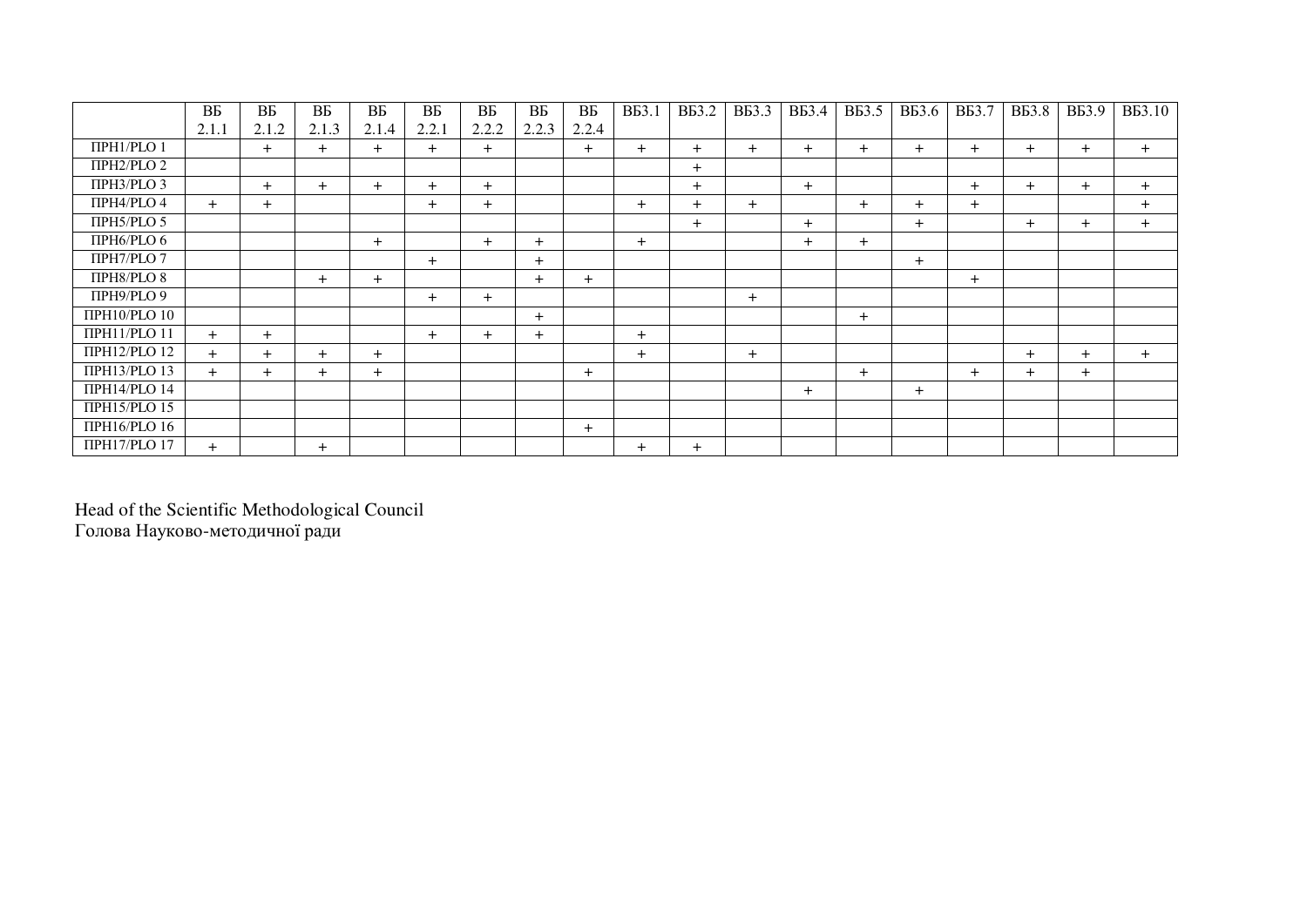| | ВБ 2.1.1 | ВБ 2.1.2 | ВБ 2.1.3 | ВБ 2.1.4 | ВБ 2.2.1 | ВБ 2.2.2 | ВБ 2.2.3 | ВБ 2.2.4 | ВБ3.1 | ВБ3.2 | ВБ3.3 | ВБ3.4 | ВБ3.5 | ВБ3.6 | ВБ3.7 | ВБ3.8 | ВБ3.9 | ВБ3.10 |
|---|---|---|---|---|---|---|---|---|---|---|---|---|---|---|---|---|---|---|
| ПРН1/PLO 1 | | + | + | + | + | + | | + | + | + | + | + | + | + | + | + | + | + |
| ПРН2/PLO 2 | | | | | | | | | | + | | | | | | | | |
| ПРН3/PLO 3 | | + | + | + | + | + | | | | + | | + | | | + | + | + | + |
| ПРН4/PLO 4 | + | + | | | + | + | | | + | + | + | | + | + | + | | | + |
| ПРН5/PLO 5 | | | | | | | | | | + | | + | | + | | + | + | + |
| ПРН6/PLO 6 | | | | + | | + | + | | + | | | + | + | | | | | |
| ПРН7/PLO 7 | | | | | + | | + | | | | | | | + | | | | |
| ПРН8/PLO 8 | | | + | + | | | + | + | | | | | | | + | | | |
| ПРН9/PLO 9 | | | | | + | + | | | | | + | | | | | | | |
| ПРН10/PLO 10 | | | | | | | + | | | | | | + | | | | | |
| ПРН11/PLO 11 | + | + | | | + | + | + | | + | | | | | | | | | |
| ПРН12/PLO 12 | + | + | + | + | | | | | + | | + | | | | | + | + | + |
| ПРН13/PLO 13 | + | + | + | + | | | | + | | | | | + | | + | + | + | |
| ПРН14/PLO 14 | | | | | | | | | | | | + | | + | | | | |
| ПРН15/PLO 15 | | | | | | | | | | | | | | | | | | |
| ПРН16/PLO 16 | | | | | | | | + | | | | | | | | | | |
| ПРН17/PLO 17 | + | | + | | | | | | + | + | | | | | | | | |

Head of the Scientific Methodological Council
Голова Науково-методичної ради